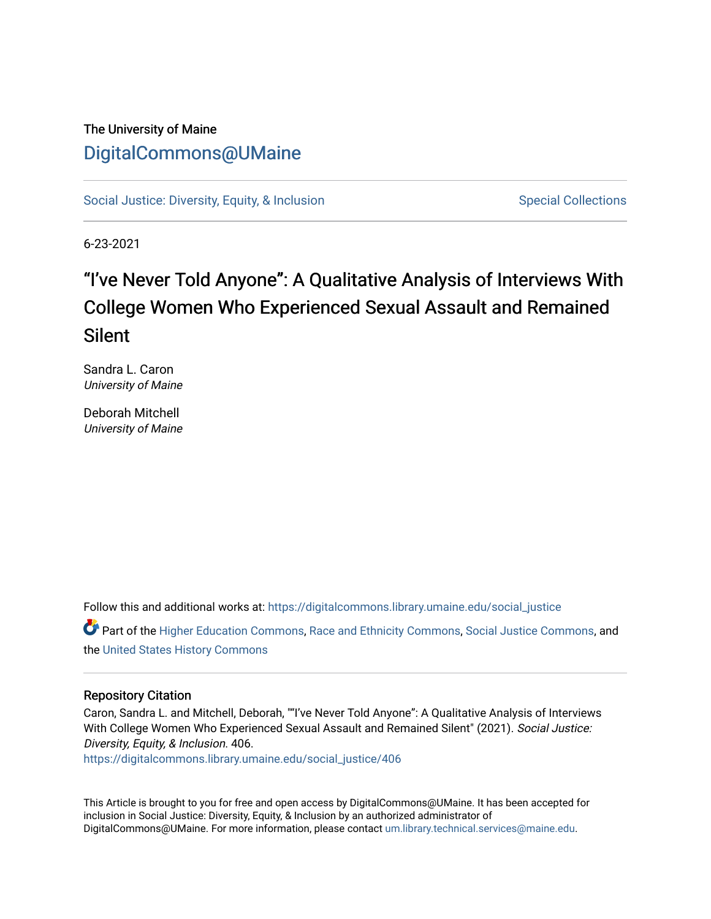The University of Maine

# DigitalCommons@UMaine

Social Justice: Diversity, Equity, & Inclusion | Special Collections

6-23-2021

# "I've Never Told Anyone": A Qualitative Analysis of Interviews With College Women Who Experienced Sexual Assault and Remained Silent

Sandra L. Caron
*University of Maine*

Deborah Mitchell
*University of Maine*

Follow this and additional works at: https://digitalcommons.library.umaine.edu/social_justice

Part of the Higher Education Commons, Race and Ethnicity Commons, Social Justice Commons, and the United States History Commons

## Repository Citation

Caron, Sandra L. and Mitchell, Deborah, ""I've Never Told Anyone": A Qualitative Analysis of Interviews With College Women Who Experienced Sexual Assault and Remained Silent" (2021). *Social Justice: Diversity, Equity, & Inclusion*. 406.
https://digitalcommons.library.umaine.edu/social_justice/406

This Article is brought to you for free and open access by DigitalCommons@UMaine. It has been accepted for inclusion in Social Justice: Diversity, Equity, & Inclusion by an authorized administrator of DigitalCommons@UMaine. For more information, please contact um.library.technical.services@maine.edu.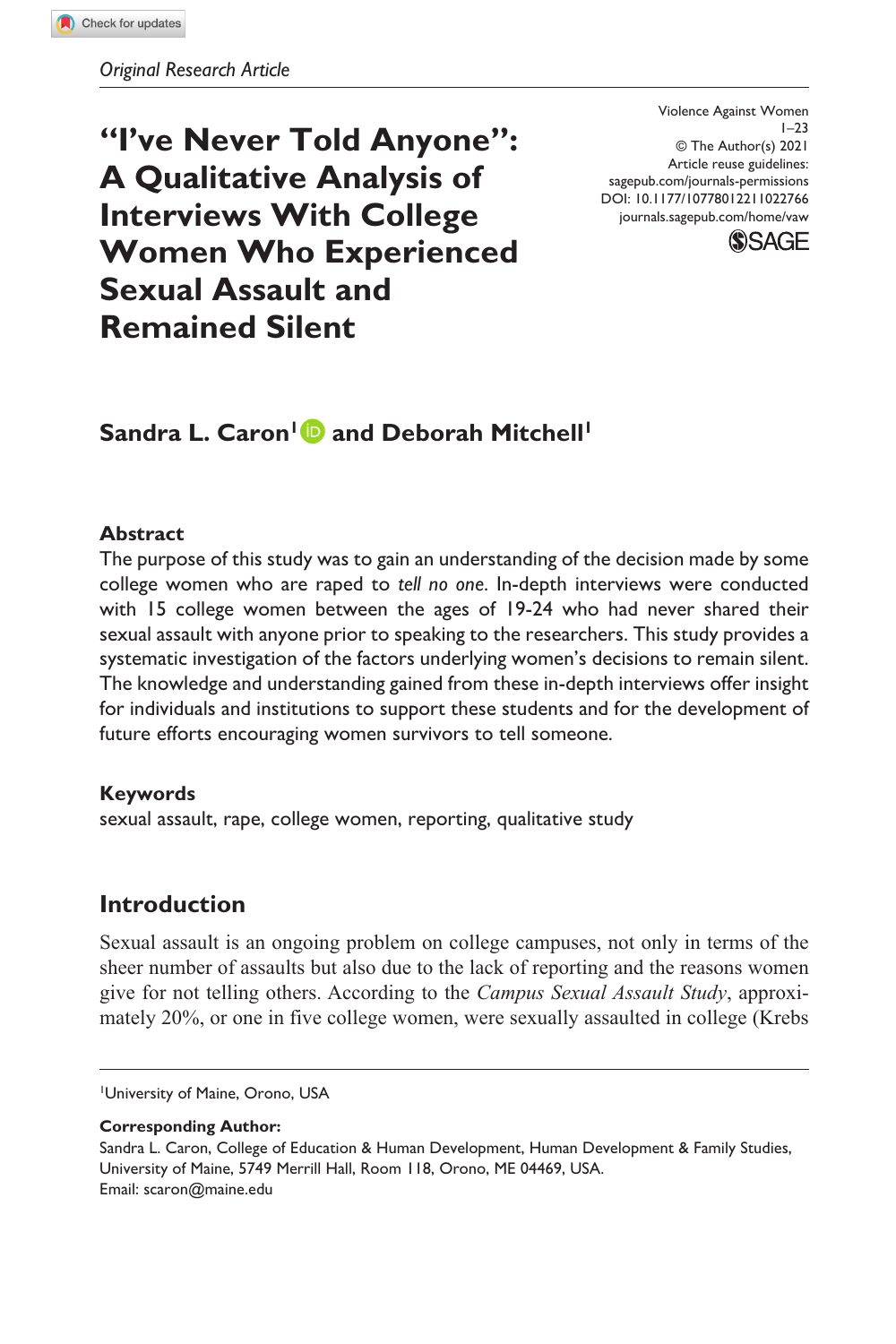Original Research Article

# "I've Never Told Anyone": A Qualitative Analysis of Interviews With College Women Who Experienced Sexual Assault and Remained Silent

Violence Against Women
1–23
© The Author(s) 2021
Article reuse guidelines:
sagepub.com/journals-permissions
DOI: 10.1177/10778012211022766
journals.sagepub.com/home/vaw

**Sandra L. Caron[1] and Deborah Mitchell[1]**

## Abstract

The purpose of this study was to gain an understanding of the decision made by some college women who are raped to *tell no one*. In-depth interviews were conducted with 15 college women between the ages of 19-24 who had never shared their sexual assault with anyone prior to speaking to the researchers. This study provides a systematic investigation of the factors underlying women's decisions to remain silent. The knowledge and understanding gained from these in-depth interviews offer insight for individuals and institutions to support these students and for the development of future efforts encouraging women survivors to tell someone.

## Keywords

sexual assault, rape, college women, reporting, qualitative study

## Introduction

Sexual assault is an ongoing problem on college campuses, not only in terms of the sheer number of assaults but also due to the lack of reporting and the reasons women give for not telling others. According to the *Campus Sexual Assault Study*, approximately 20%, or one in five college women, were sexually assaulted in college (Krebs

[1]University of Maine, Orono, USA

**Corresponding Author:**
Sandra L. Caron, College of Education & Human Development, Human Development & Family Studies, University of Maine, 5749 Merrill Hall, Room 118, Orono, ME 04469, USA.
Email: scaron@maine.edu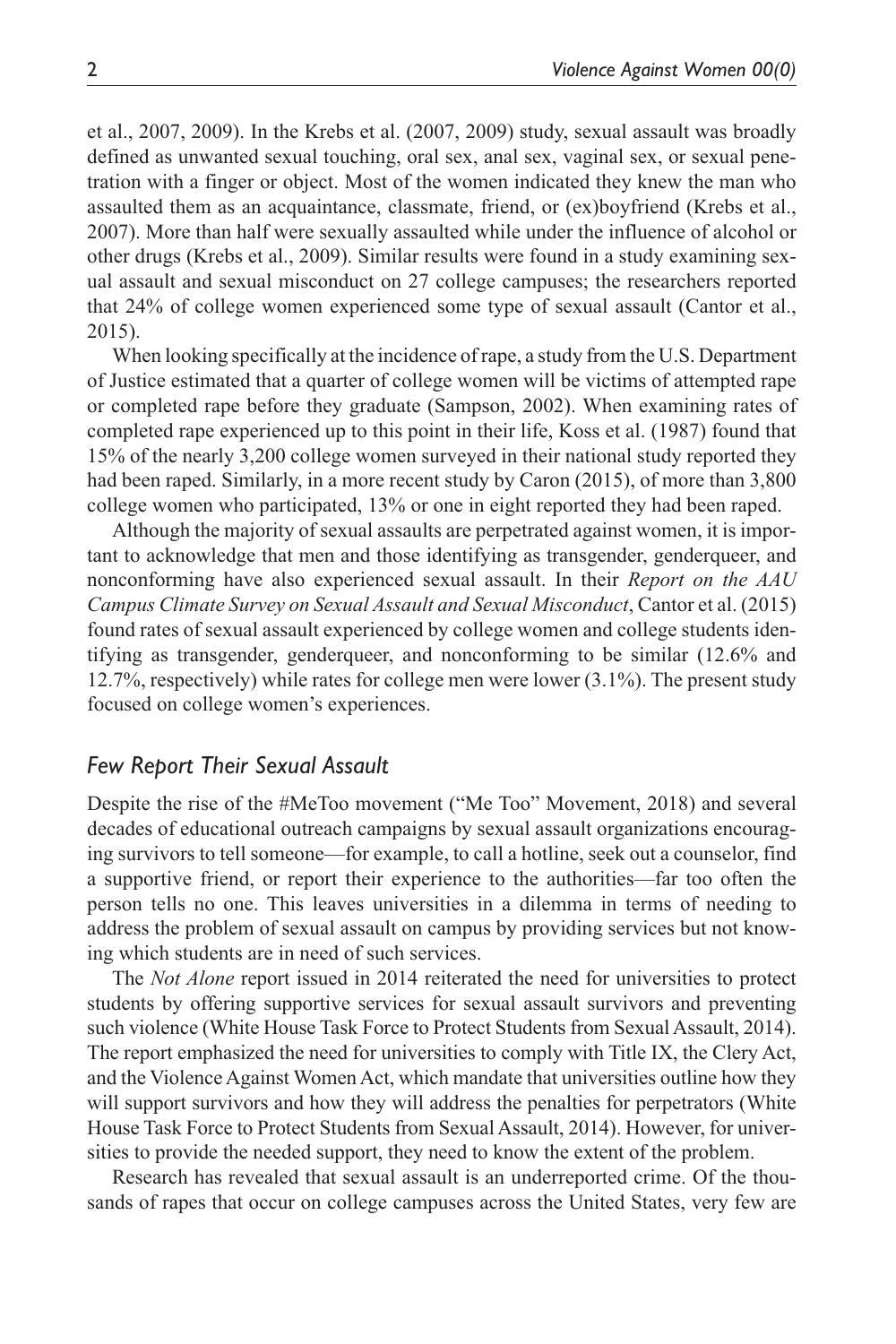et al., 2007, 2009). In the Krebs et al. (2007, 2009) study, sexual assault was broadly defined as unwanted sexual touching, oral sex, anal sex, vaginal sex, or sexual penetration with a finger or object. Most of the women indicated they knew the man who assaulted them as an acquaintance, classmate, friend, or (ex)boyfriend (Krebs et al., 2007). More than half were sexually assaulted while under the influence of alcohol or other drugs (Krebs et al., 2009). Similar results were found in a study examining sexual assault and sexual misconduct on 27 college campuses; the researchers reported that 24% of college women experienced some type of sexual assault (Cantor et al., 2015).

When looking specifically at the incidence of rape, a study from the U.S. Department of Justice estimated that a quarter of college women will be victims of attempted rape or completed rape before they graduate (Sampson, 2002). When examining rates of completed rape experienced up to this point in their life, Koss et al. (1987) found that 15% of the nearly 3,200 college women surveyed in their national study reported they had been raped. Similarly, in a more recent study by Caron (2015), of more than 3,800 college women who participated, 13% or one in eight reported they had been raped.

Although the majority of sexual assaults are perpetrated against women, it is important to acknowledge that men and those identifying as transgender, genderqueer, and nonconforming have also experienced sexual assault. In their *Report on the AAU Campus Climate Survey on Sexual Assault and Sexual Misconduct*, Cantor et al. (2015) found rates of sexual assault experienced by college women and college students identifying as transgender, genderqueer, and nonconforming to be similar (12.6% and 12.7%, respectively) while rates for college men were lower (3.1%). The present study focused on college women's experiences.

### *Few Report Their Sexual Assault*

Despite the rise of the #MeToo movement ("Me Too" Movement, 2018) and several decades of educational outreach campaigns by sexual assault organizations encouraging survivors to tell someone—for example, to call a hotline, seek out a counselor, find a supportive friend, or report their experience to the authorities—far too often the person tells no one. This leaves universities in a dilemma in terms of needing to address the problem of sexual assault on campus by providing services but not knowing which students are in need of such services.

The *Not Alone* report issued in 2014 reiterated the need for universities to protect students by offering supportive services for sexual assault survivors and preventing such violence (White House Task Force to Protect Students from Sexual Assault, 2014). The report emphasized the need for universities to comply with Title IX, the Clery Act, and the Violence Against Women Act, which mandate that universities outline how they will support survivors and how they will address the penalties for perpetrators (White House Task Force to Protect Students from Sexual Assault, 2014). However, for universities to provide the needed support, they need to know the extent of the problem.

Research has revealed that sexual assault is an underreported crime. Of the thousands of rapes that occur on college campuses across the United States, very few are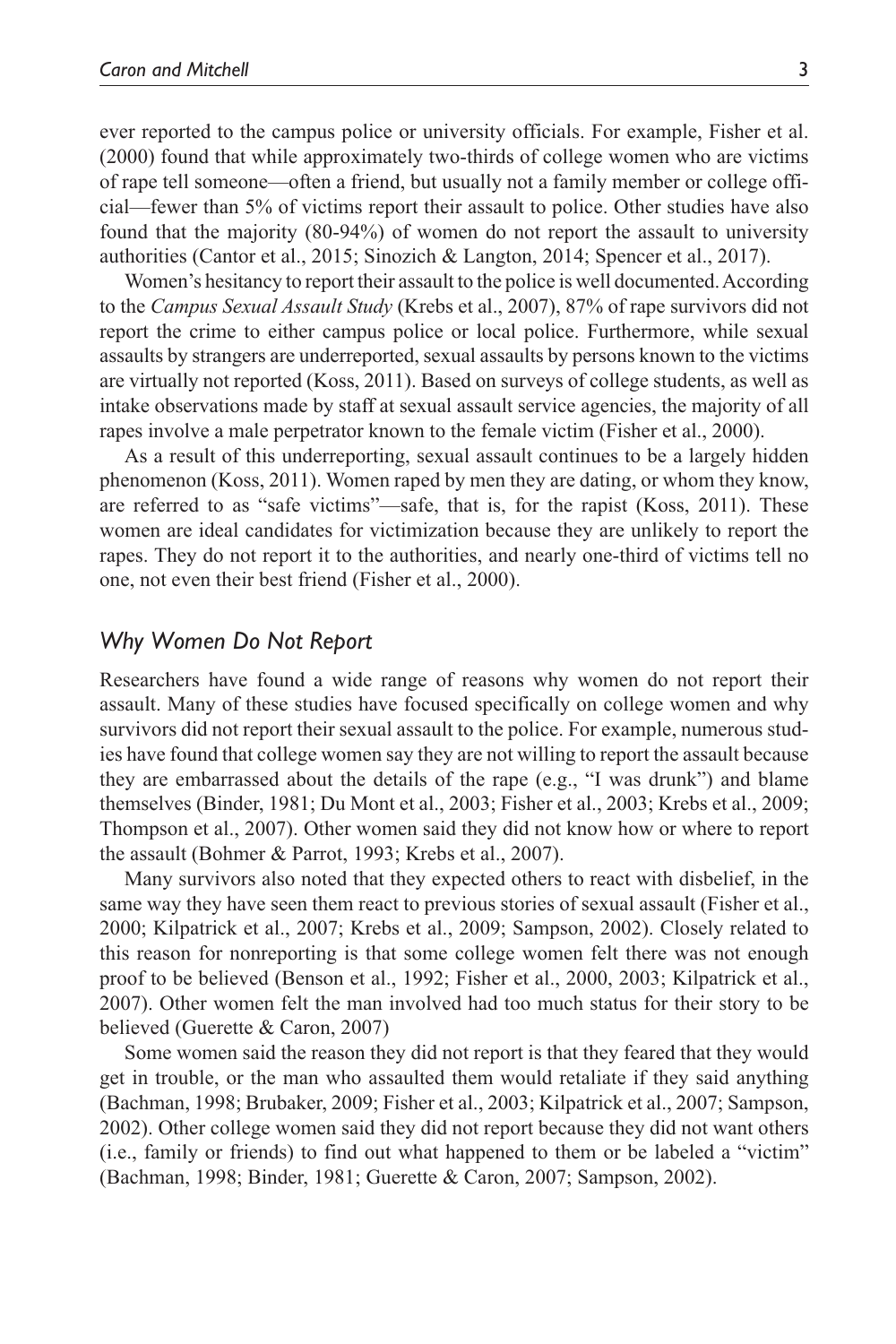ever reported to the campus police or university officials. For example, Fisher et al. (2000) found that while approximately two-thirds of college women who are victims of rape tell someone—often a friend, but usually not a family member or college official—fewer than 5% of victims report their assault to police. Other studies have also found that the majority (80-94%) of women do not report the assault to university authorities (Cantor et al., 2015; Sinozich & Langton, 2014; Spencer et al., 2017).

Women's hesitancy to report their assault to the police is well documented. According to the *Campus Sexual Assault Study* (Krebs et al., 2007), 87% of rape survivors did not report the crime to either campus police or local police. Furthermore, while sexual assaults by strangers are underreported, sexual assaults by persons known to the victims are virtually not reported (Koss, 2011). Based on surveys of college students, as well as intake observations made by staff at sexual assault service agencies, the majority of all rapes involve a male perpetrator known to the female victim (Fisher et al., 2000).

As a result of this underreporting, sexual assault continues to be a largely hidden phenomenon (Koss, 2011). Women raped by men they are dating, or whom they know, are referred to as "safe victims"—safe, that is, for the rapist (Koss, 2011). These women are ideal candidates for victimization because they are unlikely to report the rapes. They do not report it to the authorities, and nearly one-third of victims tell no one, not even their best friend (Fisher et al., 2000).

## *Why Women Do Not Report*

Researchers have found a wide range of reasons why women do not report their assault. Many of these studies have focused specifically on college women and why survivors did not report their sexual assault to the police. For example, numerous studies have found that college women say they are not willing to report the assault because they are embarrassed about the details of the rape (e.g., "I was drunk") and blame themselves (Binder, 1981; Du Mont et al., 2003; Fisher et al., 2003; Krebs et al., 2009; Thompson et al., 2007). Other women said they did not know how or where to report the assault (Bohmer & Parrot, 1993; Krebs et al., 2007).

Many survivors also noted that they expected others to react with disbelief, in the same way they have seen them react to previous stories of sexual assault (Fisher et al., 2000; Kilpatrick et al., 2007; Krebs et al., 2009; Sampson, 2002). Closely related to this reason for nonreporting is that some college women felt there was not enough proof to be believed (Benson et al., 1992; Fisher et al., 2000, 2003; Kilpatrick et al., 2007). Other women felt the man involved had too much status for their story to be believed (Guerette & Caron, 2007)

Some women said the reason they did not report is that they feared that they would get in trouble, or the man who assaulted them would retaliate if they said anything (Bachman, 1998; Brubaker, 2009; Fisher et al., 2003; Kilpatrick et al., 2007; Sampson, 2002). Other college women said they did not report because they did not want others (i.e., family or friends) to find out what happened to them or be labeled a "victim" (Bachman, 1998; Binder, 1981; Guerette & Caron, 2007; Sampson, 2002).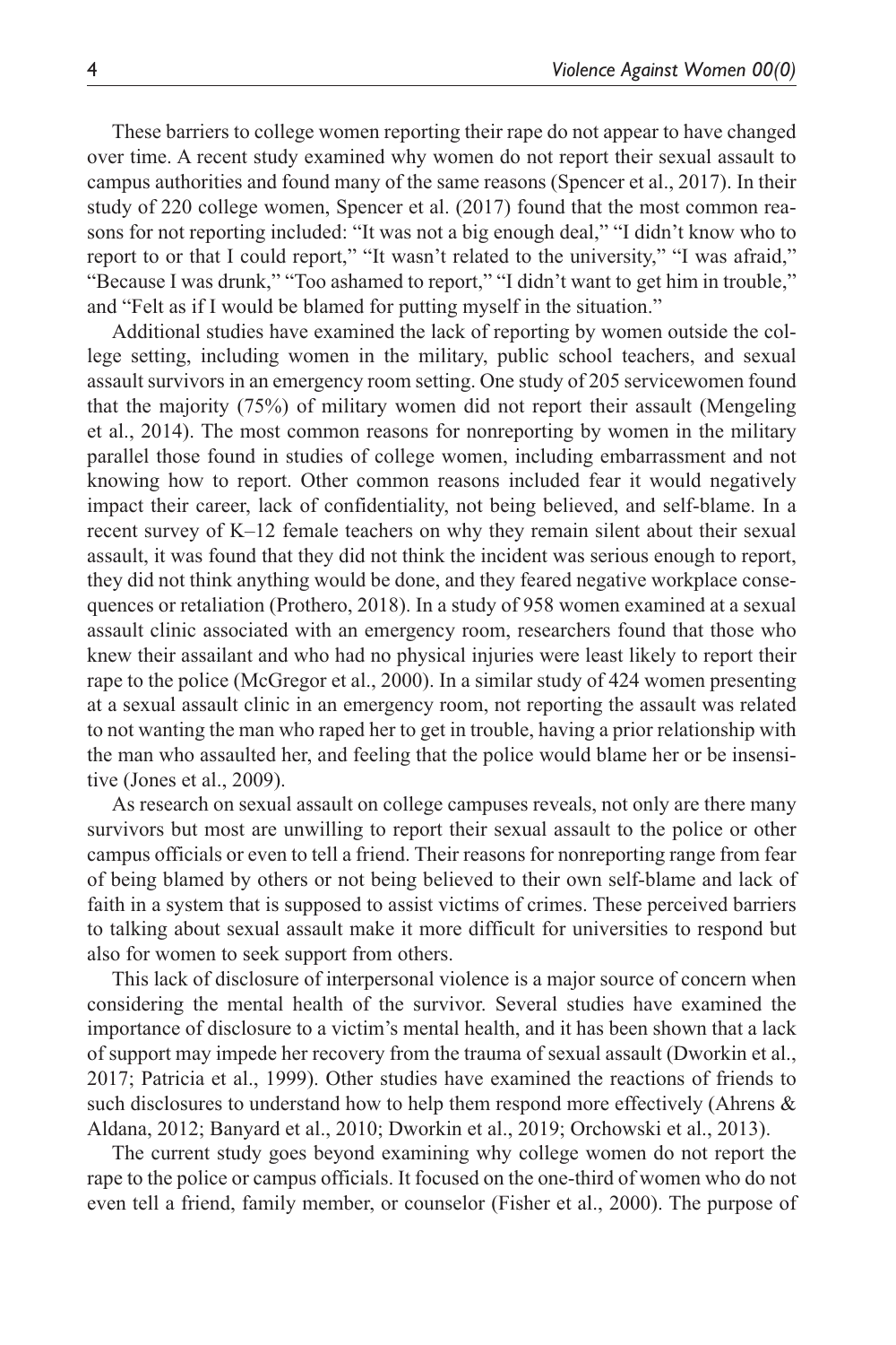These barriers to college women reporting their rape do not appear to have changed over time. A recent study examined why women do not report their sexual assault to campus authorities and found many of the same reasons (Spencer et al., 2017). In their study of 220 college women, Spencer et al. (2017) found that the most common reasons for not reporting included: "It was not a big enough deal," "I didn't know who to report to or that I could report," "It wasn't related to the university," "I was afraid," "Because I was drunk," "Too ashamed to report," "I didn't want to get him in trouble," and "Felt as if I would be blamed for putting myself in the situation."

Additional studies have examined the lack of reporting by women outside the college setting, including women in the military, public school teachers, and sexual assault survivors in an emergency room setting. One study of 205 servicewomen found that the majority (75%) of military women did not report their assault (Mengeling et al., 2014). The most common reasons for nonreporting by women in the military parallel those found in studies of college women, including embarrassment and not knowing how to report. Other common reasons included fear it would negatively impact their career, lack of confidentiality, not being believed, and self-blame. In a recent survey of K–12 female teachers on why they remain silent about their sexual assault, it was found that they did not think the incident was serious enough to report, they did not think anything would be done, and they feared negative workplace consequences or retaliation (Prothero, 2018). In a study of 958 women examined at a sexual assault clinic associated with an emergency room, researchers found that those who knew their assailant and who had no physical injuries were least likely to report their rape to the police (McGregor et al., 2000). In a similar study of 424 women presenting at a sexual assault clinic in an emergency room, not reporting the assault was related to not wanting the man who raped her to get in trouble, having a prior relationship with the man who assaulted her, and feeling that the police would blame her or be insensitive (Jones et al., 2009).

As research on sexual assault on college campuses reveals, not only are there many survivors but most are unwilling to report their sexual assault to the police or other campus officials or even to tell a friend. Their reasons for nonreporting range from fear of being blamed by others or not being believed to their own self-blame and lack of faith in a system that is supposed to assist victims of crimes. These perceived barriers to talking about sexual assault make it more difficult for universities to respond but also for women to seek support from others.

This lack of disclosure of interpersonal violence is a major source of concern when considering the mental health of the survivor. Several studies have examined the importance of disclosure to a victim's mental health, and it has been shown that a lack of support may impede her recovery from the trauma of sexual assault (Dworkin et al., 2017; Patricia et al., 1999). Other studies have examined the reactions of friends to such disclosures to understand how to help them respond more effectively (Ahrens & Aldana, 2012; Banyard et al., 2010; Dworkin et al., 2019; Orchowski et al., 2013).

The current study goes beyond examining why college women do not report the rape to the police or campus officials. It focused on the one-third of women who do not even tell a friend, family member, or counselor (Fisher et al., 2000). The purpose of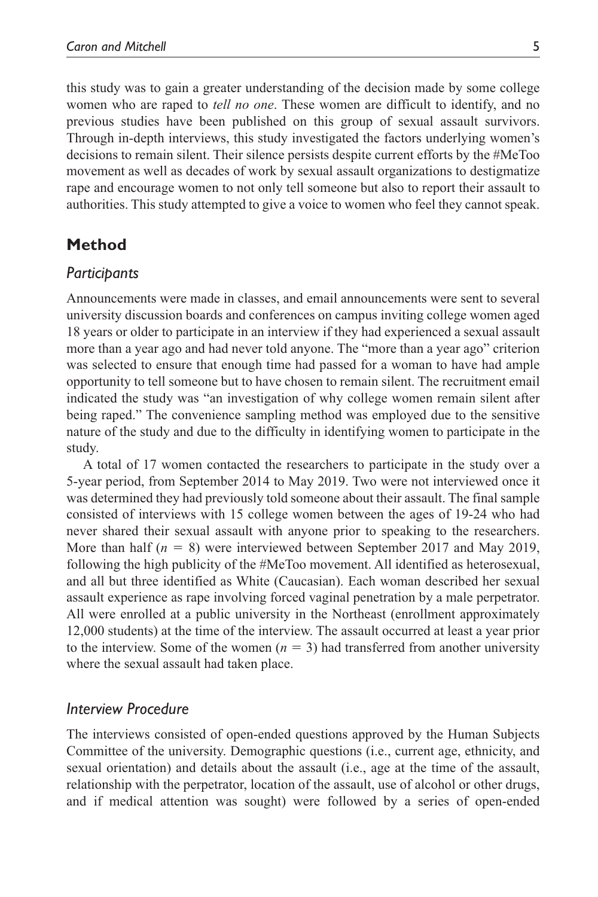this study was to gain a greater understanding of the decision made by some college women who are raped to *tell no one*. These women are difficult to identify, and no previous studies have been published on this group of sexual assault survivors. Through in-depth interviews, this study investigated the factors underlying women's decisions to remain silent. Their silence persists despite current efforts by the #MeToo movement as well as decades of work by sexual assault organizations to destigmatize rape and encourage women to not only tell someone but also to report their assault to authorities. This study attempted to give a voice to women who feel they cannot speak.

## Method

### Participants

Announcements were made in classes, and email announcements were sent to several university discussion boards and conferences on campus inviting college women aged 18 years or older to participate in an interview if they had experienced a sexual assault more than a year ago and had never told anyone. The "more than a year ago" criterion was selected to ensure that enough time had passed for a woman to have had ample opportunity to tell someone but to have chosen to remain silent. The recruitment email indicated the study was "an investigation of why college women remain silent after being raped." The convenience sampling method was employed due to the sensitive nature of the study and due to the difficulty in identifying women to participate in the study.

A total of 17 women contacted the researchers to participate in the study over a 5-year period, from September 2014 to May 2019. Two were not interviewed once it was determined they had previously told someone about their assault. The final sample consisted of interviews with 15 college women between the ages of 19-24 who had never shared their sexual assault with anyone prior to speaking to the researchers. More than half ($n$ = 8) were interviewed between September 2017 and May 2019, following the high publicity of the #MeToo movement. All identified as heterosexual, and all but three identified as White (Caucasian). Each woman described her sexual assault experience as rape involving forced vaginal penetration by a male perpetrator. All were enrolled at a public university in the Northeast (enrollment approximately 12,000 students) at the time of the interview. The assault occurred at least a year prior to the interview. Some of the women ($n$ = 3) had transferred from another university where the sexual assault had taken place.

### Interview Procedure

The interviews consisted of open-ended questions approved by the Human Subjects Committee of the university. Demographic questions (i.e., current age, ethnicity, and sexual orientation) and details about the assault (i.e., age at the time of the assault, relationship with the perpetrator, location of the assault, use of alcohol or other drugs, and if medical attention was sought) were followed by a series of open-ended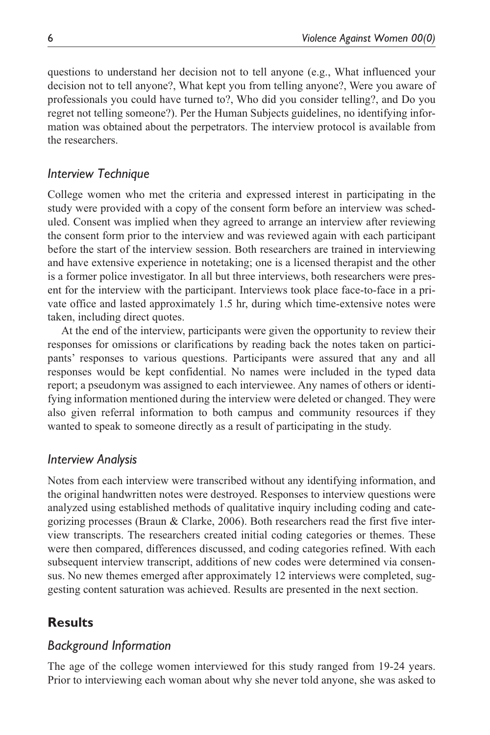questions to understand her decision not to tell anyone (e.g., What influenced your decision not to tell anyone?, What kept you from telling anyone?, Were you aware of professionals you could have turned to?, Who did you consider telling?, and Do you regret not telling someone?). Per the Human Subjects guidelines, no identifying information was obtained about the perpetrators. The interview protocol is available from the researchers.

### *Interview Technique*

College women who met the criteria and expressed interest in participating in the study were provided with a copy of the consent form before an interview was scheduled. Consent was implied when they agreed to arrange an interview after reviewing the consent form prior to the interview and was reviewed again with each participant before the start of the interview session. Both researchers are trained in interviewing and have extensive experience in notetaking; one is a licensed therapist and the other is a former police investigator. In all but three interviews, both researchers were present for the interview with the participant. Interviews took place face-to-face in a private office and lasted approximately 1.5 hr, during which time-extensive notes were taken, including direct quotes.

At the end of the interview, participants were given the opportunity to review their responses for omissions or clarifications by reading back the notes taken on participants' responses to various questions. Participants were assured that any and all responses would be kept confidential. No names were included in the typed data report; a pseudonym was assigned to each interviewee. Any names of others or identifying information mentioned during the interview were deleted or changed. They were also given referral information to both campus and community resources if they wanted to speak to someone directly as a result of participating in the study.

### *Interview Analysis*

Notes from each interview were transcribed without any identifying information, and the original handwritten notes were destroyed. Responses to interview questions were analyzed using established methods of qualitative inquiry including coding and categorizing processes (Braun & Clarke, 2006). Both researchers read the first five interview transcripts. The researchers created initial coding categories or themes. These were then compared, differences discussed, and coding categories refined. With each subsequent interview transcript, additions of new codes were determined via consensus. No new themes emerged after approximately 12 interviews were completed, suggesting content saturation was achieved. Results are presented in the next section.

## **Results**

### *Background Information*

The age of the college women interviewed for this study ranged from 19-24 years. Prior to interviewing each woman about why she never told anyone, she was asked to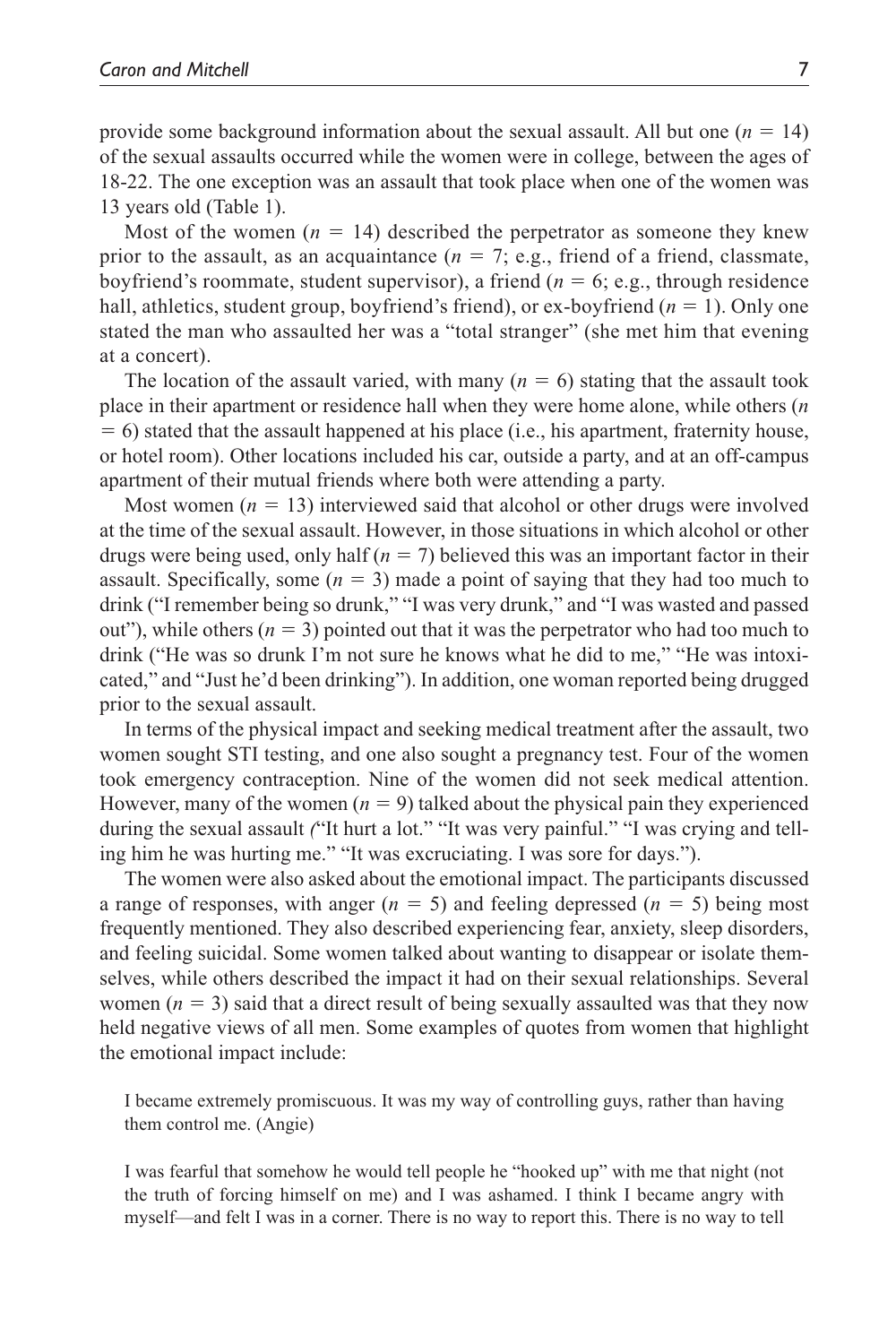provide some background information about the sexual assault. All but one ($n$ = 14) of the sexual assaults occurred while the women were in college, between the ages of 18-22. The one exception was an assault that took place when one of the women was 13 years old (Table 1).

Most of the women ($n$ = 14) described the perpetrator as someone they knew prior to the assault, as an acquaintance ($n$ = 7; e.g., friend of a friend, classmate, boyfriend's roommate, student supervisor), a friend ($n$ = 6; e.g., through residence hall, athletics, student group, boyfriend's friend), or ex-boyfriend ($n$ = 1). Only one stated the man who assaulted her was a "total stranger" (she met him that evening at a concert).

The location of the assault varied, with many ($n$ = 6) stating that the assault took place in their apartment or residence hall when they were home alone, while others ($n$ = 6) stated that the assault happened at his place (i.e., his apartment, fraternity house, or hotel room). Other locations included his car, outside a party, and at an off-campus apartment of their mutual friends where both were attending a party.

Most women ($n$ = 13) interviewed said that alcohol or other drugs were involved at the time of the sexual assault. However, in those situations in which alcohol or other drugs were being used, only half ($n$ = 7) believed this was an important factor in their assault. Specifically, some ($n$ = 3) made a point of saying that they had too much to drink ("I remember being so drunk," "I was very drunk," and "I was wasted and passed out"), while others ($n$ = 3) pointed out that it was the perpetrator who had too much to drink ("He was so drunk I'm not sure he knows what he did to me," "He was intoxicated," and "Just he'd been drinking"). In addition, one woman reported being drugged prior to the sexual assault.

In terms of the physical impact and seeking medical treatment after the assault, two women sought STI testing, and one also sought a pregnancy test. Four of the women took emergency contraception. Nine of the women did not seek medical attention. However, many of the women ($n$ = 9) talked about the physical pain they experienced during the sexual assault ("It hurt a lot." "It was very painful." "I was crying and telling him he was hurting me." "It was excruciating. I was sore for days.").

The women were also asked about the emotional impact. The participants discussed a range of responses, with anger ($n$ = 5) and feeling depressed ($n$ = 5) being most frequently mentioned. They also described experiencing fear, anxiety, sleep disorders, and feeling suicidal. Some women talked about wanting to disappear or isolate themselves, while others described the impact it had on their sexual relationships. Several women ($n$ = 3) said that a direct result of being sexually assaulted was that they now held negative views of all men. Some examples of quotes from women that highlight the emotional impact include:

> I became extremely promiscuous. It was my way of controlling guys, rather than having them control me. (Angie)

> I was fearful that somehow he would tell people he "hooked up" with me that night (not the truth of forcing himself on me) and I was ashamed. I think I became angry with myself—and felt I was in a corner. There is no way to report this. There is no way to tell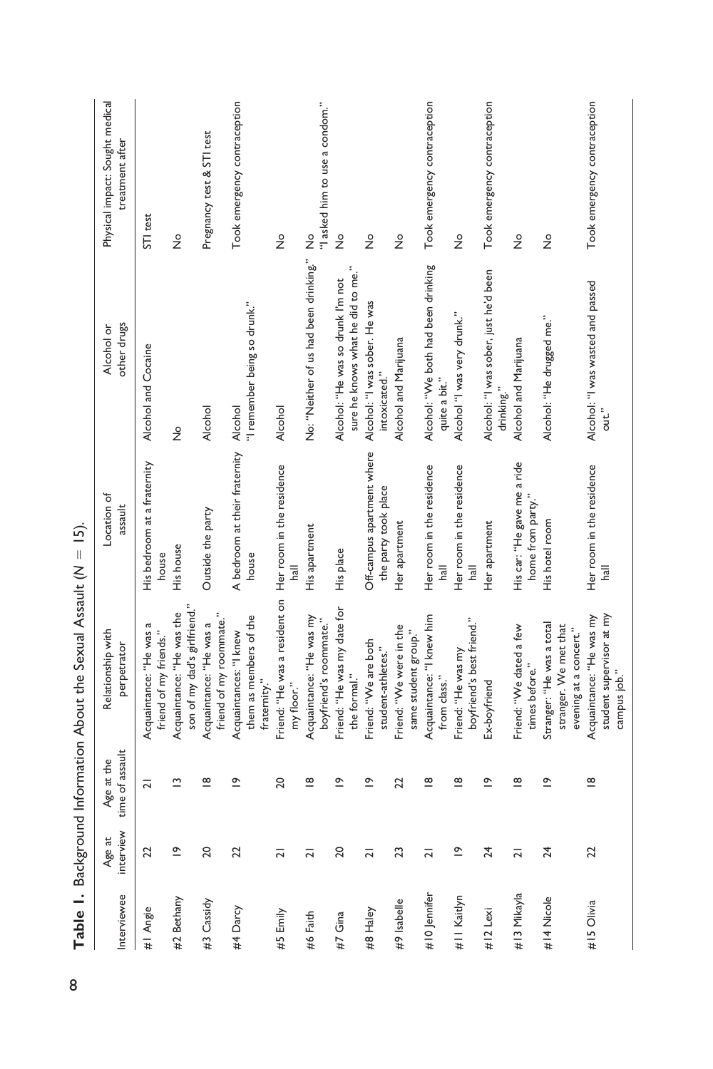**Table 1.** Background Information About the Sexual Assault ($N = 15$).

| Interviewee | Age at interview | Age at the time of assault | Relationship with perpetrator | Location of assault | Alcohol or other drugs | Physical impact: Sought medical treatment after |
|---|---|---|---|---|---|---|
| #1 Angie | 22 | 21 | Acquaintance: "He was a friend of my friends." | His bedroom at a fraternity house | Alcohol and Cocaine | STI test |
| #2 Bethany | 19 | 13 | Acquaintance: "He was the son of my dad's girlfriend." | His house | No | No |
| #3 Cassidy | 20 | 18 | Acquaintance: "He was a friend of my roommate." | Outside the party | Alcohol | Pregnancy test & STI test |
| #4 Darcy | 22 | 19 | Acquaintances: "I knew them as members of the fraternity." | A bedroom at their fraternity house | Alcohol "I remember being so drunk." | Took emergency contraception |
| #5 Emily | 21 | 20 | Friend: "He was a resident on my floor." | Her room in the residence hall | Alcohol | No |
| #6 Faith | 21 | 18 | Acquaintance: "He was my boyfriend's roommate." | His apartment | No: "Neither of us had been drinking." | No "I asked him to use a condom." |
| #7 Gina | 20 | 19 | Friend: "He was my date for the formal." | His place | Alcohol: "He was so drunk I'm not sure he knows what he did to me." | No |
| #8 Haley | 21 | 19 | Friend: "We are both student-athletes." | Off-campus apartment where the party took place | Alcohol: "I was sober. He was intoxicated." | No |
| #9 Isabelle | 23 | 22 | Friend: "We were in the same student group." | Her apartment | Alcohol and Marijuana | No |
| #10 Jennifer | 21 | 18 | Acquaintance: "I knew him from class." | Her room in the residence hall | Alcohol: "We both had been drinking quite a bit." | Took emergency contraception |
| #11 Kaitlyn | 19 | 18 | Friend: "He was my boyfriend's best friend." | Her room in the residence hall | Alcohol "I was very drunk." | No |
| #12 Lexi | 24 | 19 | Ex-boyfriend | Her apartment | Alcohol: "I was sober, just he'd been drinking." | Took emergency contraception |
| #13 Mikayla | 21 | 18 | Friend: "We dated a few times before." | His car: "He gave me a ride home from party." | Alcohol and Marijuana | No |
| #14 Nicole | 24 | 19 | Stranger: "He was a total stranger. We met that evening at a concert." | His hotel room | Alcohol: "He drugged me." | No |
| #15 Olivia | 22 | 18 | Acquaintance: "He was my student supervisor at my campus job." | Her room in the residence hall | Alcohol: "I was wasted and passed out." | Took emergency contraception |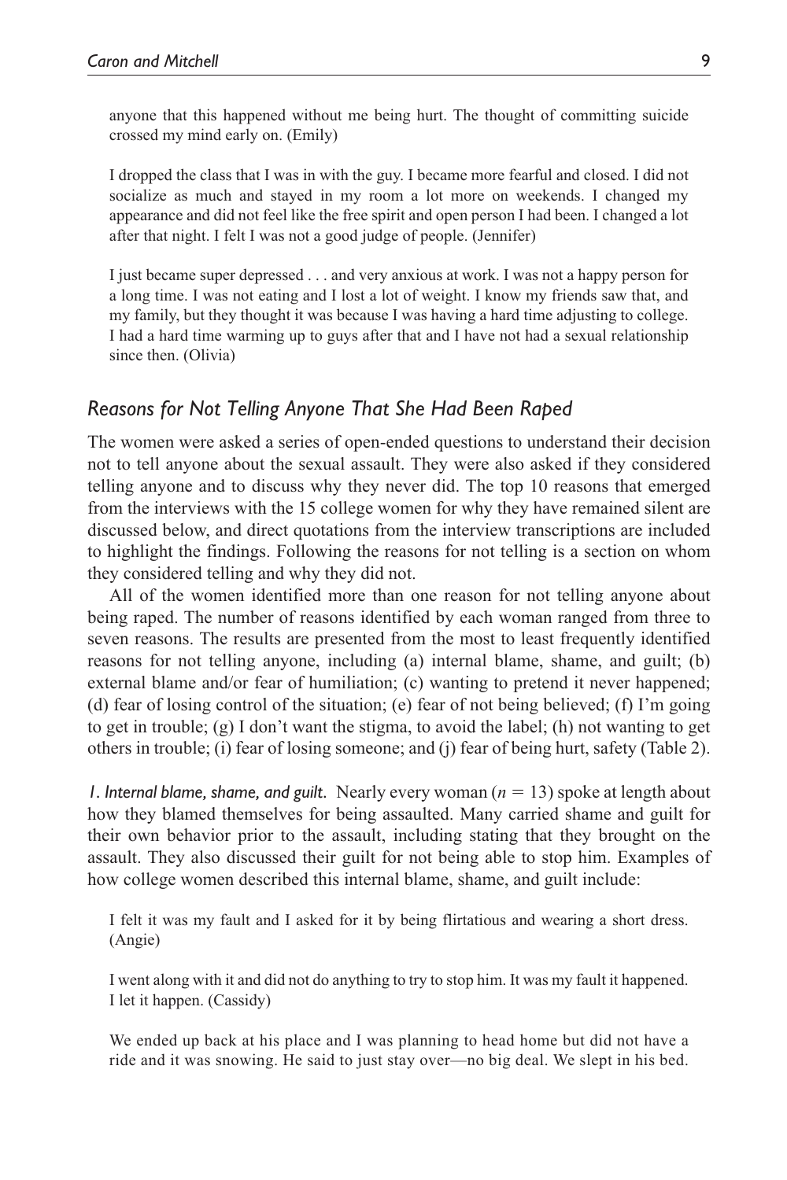anyone that this happened without me being hurt. The thought of committing suicide crossed my mind early on. (Emily)

I dropped the class that I was in with the guy. I became more fearful and closed. I did not socialize as much and stayed in my room a lot more on weekends. I changed my appearance and did not feel like the free spirit and open person I had been. I changed a lot after that night. I felt I was not a good judge of people. (Jennifer)

I just became super depressed . . . and very anxious at work. I was not a happy person for a long time. I was not eating and I lost a lot of weight. I know my friends saw that, and my family, but they thought it was because I was having a hard time adjusting to college. I had a hard time warming up to guys after that and I have not had a sexual relationship since then. (Olivia)

### *Reasons for Not Telling Anyone That She Had Been Raped*

The women were asked a series of open-ended questions to understand their decision not to tell anyone about the sexual assault. They were also asked if they considered telling anyone and to discuss why they never did. The top 10 reasons that emerged from the interviews with the 15 college women for why they have remained silent are discussed below, and direct quotations from the interview transcriptions are included to highlight the findings. Following the reasons for not telling is a section on whom they considered telling and why they did not.

All of the women identified more than one reason for not telling anyone about being raped. The number of reasons identified by each woman ranged from three to seven reasons. The results are presented from the most to least frequently identified reasons for not telling anyone, including (a) internal blame, shame, and guilt; (b) external blame and/or fear of humiliation; (c) wanting to pretend it never happened; (d) fear of losing control of the situation; (e) fear of not being believed; (f) I'm going to get in trouble; (g) I don't want the stigma, to avoid the label; (h) not wanting to get others in trouble; (i) fear of losing someone; and (j) fear of being hurt, safety (Table 2).

*1. Internal blame, shame, and guilt.* Nearly every woman ($n = 13$) spoke at length about how they blamed themselves for being assaulted. Many carried shame and guilt for their own behavior prior to the assault, including stating that they brought on the assault. They also discussed their guilt for not being able to stop him. Examples of how college women described this internal blame, shame, and guilt include:

I felt it was my fault and I asked for it by being flirtatious and wearing a short dress. (Angie)

I went along with it and did not do anything to try to stop him. It was my fault it happened. I let it happen. (Cassidy)

We ended up back at his place and I was planning to head home but did not have a ride and it was snowing. He said to just stay over—no big deal. We slept in his bed.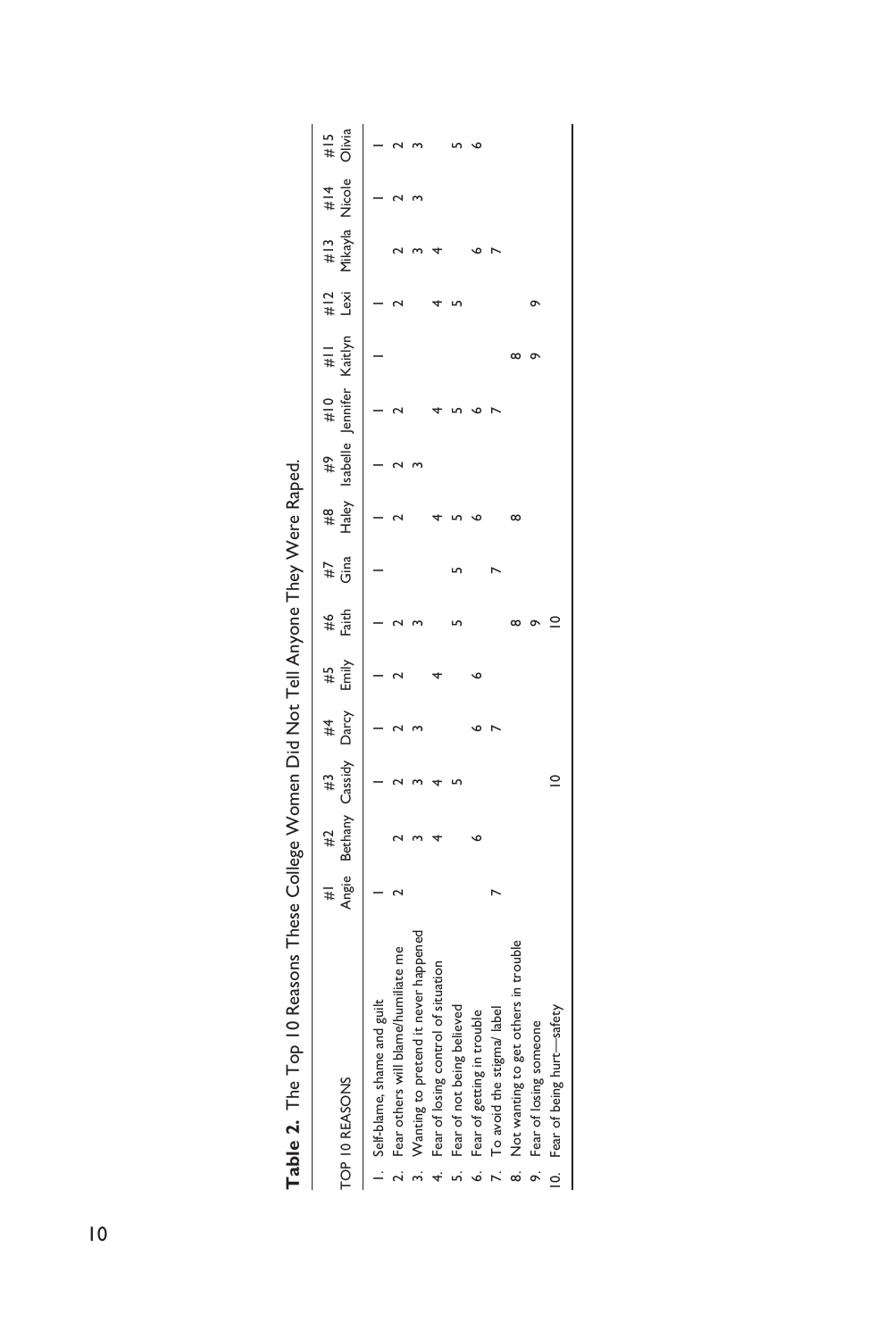**Table 2.** The Top 10 Reasons These College Women Did Not Tell Anyone They Were Raped.

| TOP 10 REASONS | #1 Angie | #2 Bethany | #3 Cassidy | #4 Darcy | #5 Emily | #6 Faith | #7 Gina | #8 Haley | #9 Isabelle | #10 Jennifer | #11 Kaitlyn | #12 Lexi | #13 Mikayla | #14 Nicole | #15 Olivia |
|---|---|---|---|---|---|---|---|---|---|---|---|---|---|---|---|
| 1. Self-blame, shame and guilt | 1 | | 1 | 1 | 1 | 1 | 1 | 1 | 1 | 1 | 1 | 1 | | 1 | 1 |
| 2. Fear others will blame/humiliate me | 2 | 2 | 2 | 2 | 2 | 2 | | 2 | 2 | 2 | | 2 | 2 | 2 | 2 |
| 3. Wanting to pretend it never happened | | 3 | 3 | 3 | | 3 | | | 3 | | | | 3 | 3 | 3 |
| 4. Fear of losing control of situation | | 4 | 4 | | 4 | | | 4 | | 4 | | 4 | 4 | | |
| 5. Fear of not being believed | | | 5 | | | 5 | 5 | 5 | | 5 | | 5 | | | 5 |
| 6. Fear of getting in trouble | | 6 | | 6 | 6 | | | 6 | | 6 | | | 6 | | 6 |
| 7. To avoid the stigma/ label | 7 | | | 7 | | | 7 | | | 7 | | | 7 | | |
| 8. Not wanting to get others in trouble | | | | | | 8 | | 8 | | | 8 | | | | |
| 9. Fear of losing someone | | | | | | 9 | | | | | 9 | 9 | | | |
| 10. Fear of being hurt—safety | | | 10 | | | 10 | | | | | | | | | |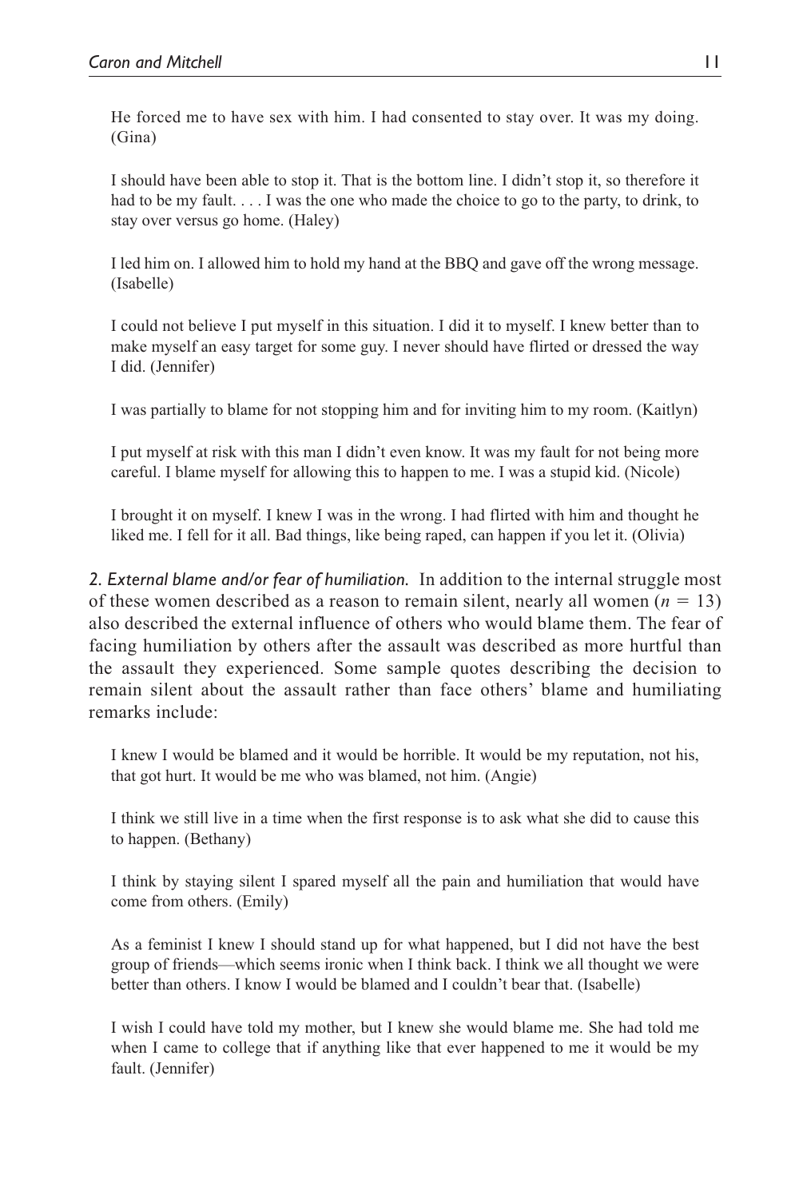> He forced me to have sex with him. I had consented to stay over. It was my doing. (Gina)

> I should have been able to stop it. That is the bottom line. I didn't stop it, so therefore it had to be my fault. . . . I was the one who made the choice to go to the party, to drink, to stay over versus go home. (Haley)

> I led him on. I allowed him to hold my hand at the BBQ and gave off the wrong message. (Isabelle)

> I could not believe I put myself in this situation. I did it to myself. I knew better than to make myself an easy target for some guy. I never should have flirted or dressed the way I did. (Jennifer)

> I was partially to blame for not stopping him and for inviting him to my room. (Kaitlyn)

> I put myself at risk with this man I didn't even know. It was my fault for not being more careful. I blame myself for allowing this to happen to me. I was a stupid kid. (Nicole)

> I brought it on myself. I knew I was in the wrong. I had flirted with him and thought he liked me. I fell for it all. Bad things, like being raped, can happen if you let it. (Olivia)

*2. External blame and/or fear of humiliation.* In addition to the internal struggle most of these women described as a reason to remain silent, nearly all women ($n = 13$) also described the external influence of others who would blame them. The fear of facing humiliation by others after the assault was described as more hurtful than the assault they experienced. Some sample quotes describing the decision to remain silent about the assault rather than face others' blame and humiliating remarks include:

> I knew I would be blamed and it would be horrible. It would be my reputation, not his, that got hurt. It would be me who was blamed, not him. (Angie)

> I think we still live in a time when the first response is to ask what she did to cause this to happen. (Bethany)

> I think by staying silent I spared myself all the pain and humiliation that would have come from others. (Emily)

> As a feminist I knew I should stand up for what happened, but I did not have the best group of friends—which seems ironic when I think back. I think we all thought we were better than others. I know I would be blamed and I couldn't bear that. (Isabelle)

> I wish I could have told my mother, but I knew she would blame me. She had told me when I came to college that if anything like that ever happened to me it would be my fault. (Jennifer)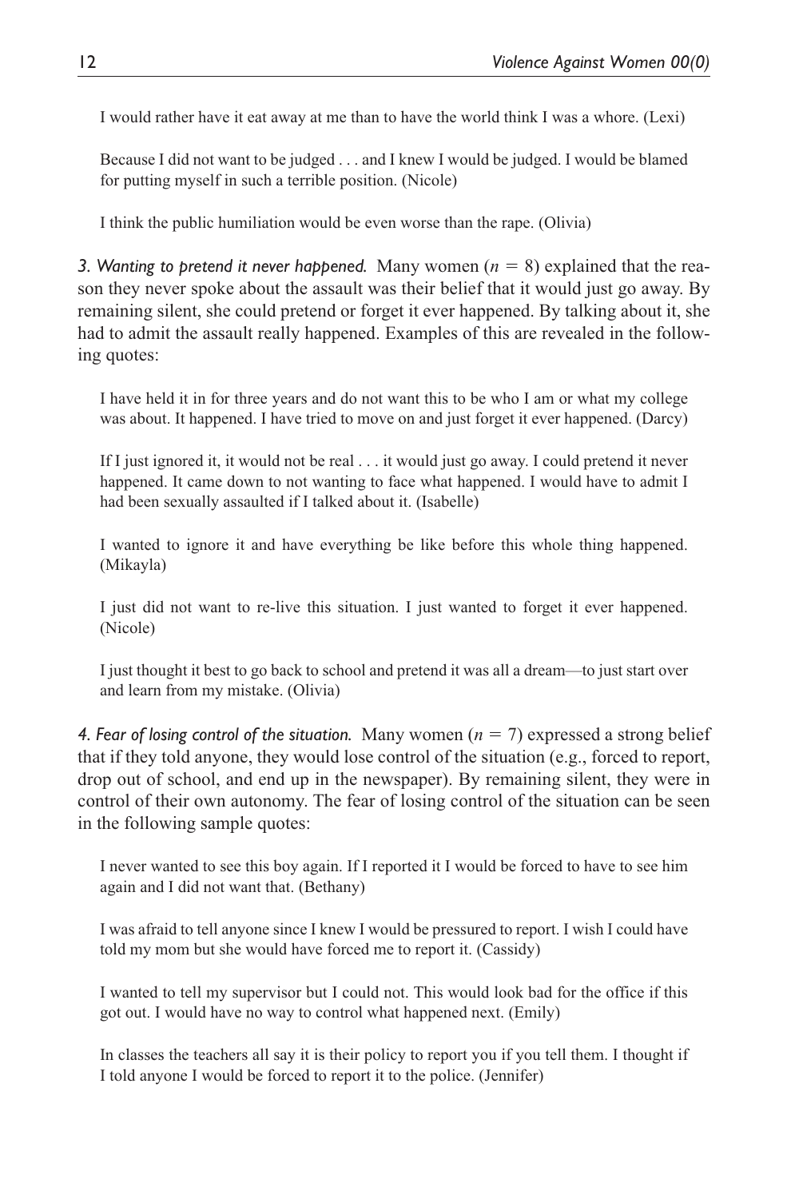I would rather have it eat away at me than to have the world think I was a whore. (Lexi)

Because I did not want to be judged . . . and I knew I would be judged. I would be blamed for putting myself in such a terrible position. (Nicole)

I think the public humiliation would be even worse than the rape. (Olivia)

*3. Wanting to pretend it never happened.* Many women ($n = 8$) explained that the reason they never spoke about the assault was their belief that it would just go away. By remaining silent, she could pretend or forget it ever happened. By talking about it, she had to admit the assault really happened. Examples of this are revealed in the following quotes:

I have held it in for three years and do not want this to be who I am or what my college was about. It happened. I have tried to move on and just forget it ever happened. (Darcy)

If I just ignored it, it would not be real . . . it would just go away. I could pretend it never happened. It came down to not wanting to face what happened. I would have to admit I had been sexually assaulted if I talked about it. (Isabelle)

I wanted to ignore it and have everything be like before this whole thing happened. (Mikayla)

I just did not want to re-live this situation. I just wanted to forget it ever happened. (Nicole)

I just thought it best to go back to school and pretend it was all a dream—to just start over and learn from my mistake. (Olivia)

*4. Fear of losing control of the situation.* Many women ($n = 7$) expressed a strong belief that if they told anyone, they would lose control of the situation (e.g., forced to report, drop out of school, and end up in the newspaper). By remaining silent, they were in control of their own autonomy. The fear of losing control of the situation can be seen in the following sample quotes:

I never wanted to see this boy again. If I reported it I would be forced to have to see him again and I did not want that. (Bethany)

I was afraid to tell anyone since I knew I would be pressured to report. I wish I could have told my mom but she would have forced me to report it. (Cassidy)

I wanted to tell my supervisor but I could not. This would look bad for the office if this got out. I would have no way to control what happened next. (Emily)

In classes the teachers all say it is their policy to report you if you tell them. I thought if I told anyone I would be forced to report it to the police. (Jennifer)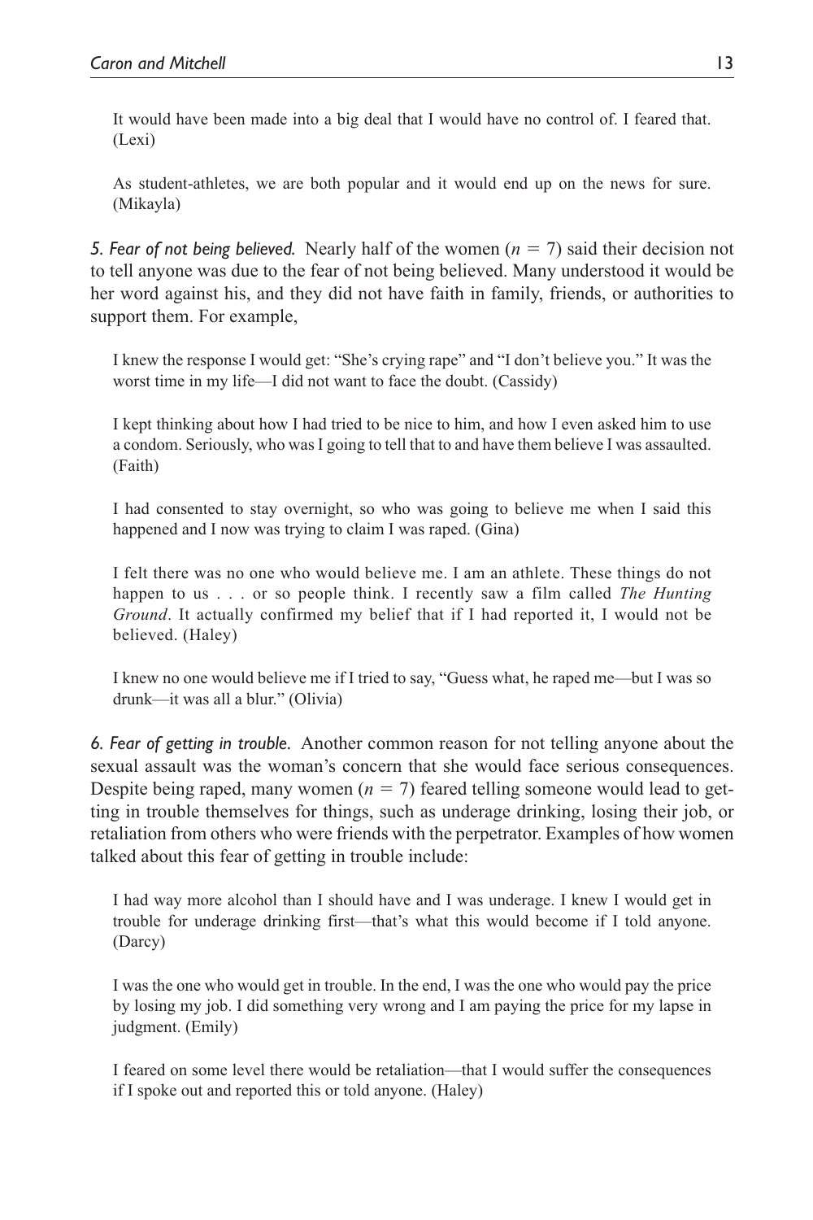It would have been made into a big deal that I would have no control of. I feared that. (Lexi)

As student-athletes, we are both popular and it would end up on the news for sure. (Mikayla)

*5. Fear of not being believed.* Nearly half of the women ($n = 7$) said their decision not to tell anyone was due to the fear of not being believed. Many understood it would be her word against his, and they did not have faith in family, friends, or authorities to support them. For example,

I knew the response I would get: "She's crying rape" and "I don't believe you." It was the worst time in my life—I did not want to face the doubt. (Cassidy)

I kept thinking about how I had tried to be nice to him, and how I even asked him to use a condom. Seriously, who was I going to tell that to and have them believe I was assaulted. (Faith)

I had consented to stay overnight, so who was going to believe me when I said this happened and I now was trying to claim I was raped. (Gina)

I felt there was no one who would believe me. I am an athlete. These things do not happen to us . . . or so people think. I recently saw a film called *The Hunting Ground*. It actually confirmed my belief that if I had reported it, I would not be believed. (Haley)

I knew no one would believe me if I tried to say, "Guess what, he raped me—but I was so drunk—it was all a blur." (Olivia)

*6. Fear of getting in trouble.* Another common reason for not telling anyone about the sexual assault was the woman's concern that she would face serious consequences. Despite being raped, many women ($n = 7$) feared telling someone would lead to getting in trouble themselves for things, such as underage drinking, losing their job, or retaliation from others who were friends with the perpetrator. Examples of how women talked about this fear of getting in trouble include:

I had way more alcohol than I should have and I was underage. I knew I would get in trouble for underage drinking first—that's what this would become if I told anyone. (Darcy)

I was the one who would get in trouble. In the end, I was the one who would pay the price by losing my job. I did something very wrong and I am paying the price for my lapse in judgment. (Emily)

I feared on some level there would be retaliation—that I would suffer the consequences if I spoke out and reported this or told anyone. (Haley)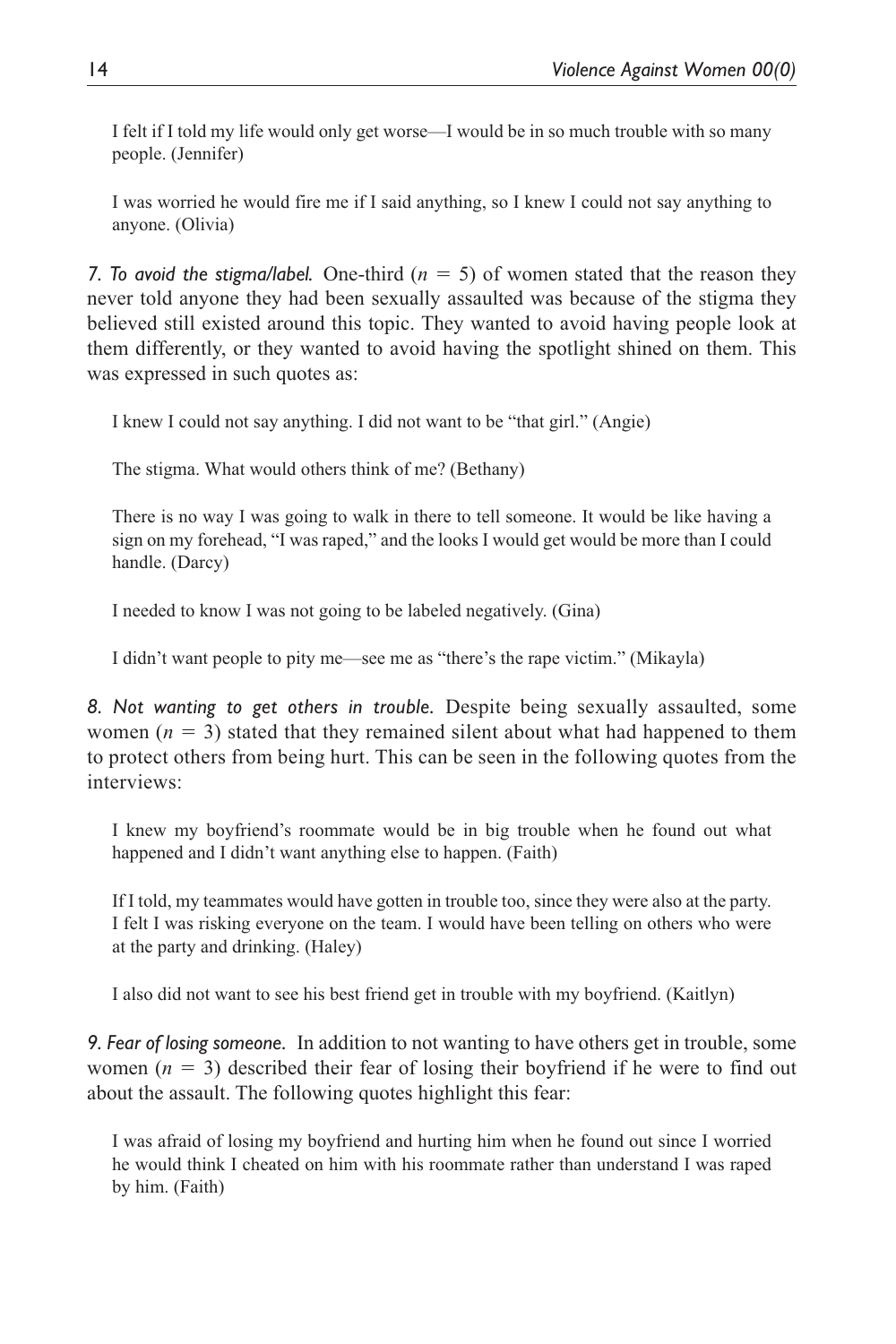> I felt if I told my life would only get worse—I would be in so much trouble with so many people. (Jennifer)

> I was worried he would fire me if I said anything, so I knew I could not say anything to anyone. (Olivia)

*7. To avoid the stigma/label.* One-third ($n = 5$) of women stated that the reason they never told anyone they had been sexually assaulted was because of the stigma they believed still existed around this topic. They wanted to avoid having people look at them differently, or they wanted to avoid having the spotlight shined on them. This was expressed in such quotes as:

> I knew I could not say anything. I did not want to be "that girl." (Angie)

> The stigma. What would others think of me? (Bethany)

> There is no way I was going to walk in there to tell someone. It would be like having a sign on my forehead, "I was raped," and the looks I would get would be more than I could handle. (Darcy)

> I needed to know I was not going to be labeled negatively. (Gina)

> I didn't want people to pity me—see me as "there's the rape victim." (Mikayla)

*8. Not wanting to get others in trouble.* Despite being sexually assaulted, some women ($n = 3$) stated that they remained silent about what had happened to them to protect others from being hurt. This can be seen in the following quotes from the interviews:

> I knew my boyfriend's roommate would be in big trouble when he found out what happened and I didn't want anything else to happen. (Faith)

> If I told, my teammates would have gotten in trouble too, since they were also at the party. I felt I was risking everyone on the team. I would have been telling on others who were at the party and drinking. (Haley)

> I also did not want to see his best friend get in trouble with my boyfriend. (Kaitlyn)

*9. Fear of losing someone.* In addition to not wanting to have others get in trouble, some women ($n = 3$) described their fear of losing their boyfriend if he were to find out about the assault. The following quotes highlight this fear:

> I was afraid of losing my boyfriend and hurting him when he found out since I worried he would think I cheated on him with his roommate rather than understand I was raped by him. (Faith)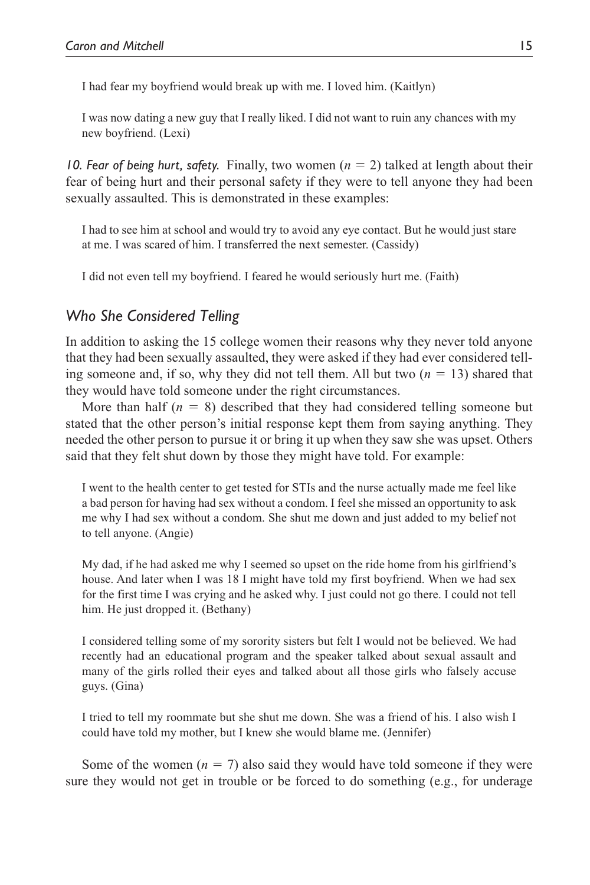I had fear my boyfriend would break up with me. I loved him. (Kaitlyn)

I was now dating a new guy that I really liked. I did not want to ruin any chances with my new boyfriend. (Lexi)

*10. Fear of being hurt, safety.* Finally, two women ($n = 2$) talked at length about their fear of being hurt and their personal safety if they were to tell anyone they had been sexually assaulted. This is demonstrated in these examples:

I had to see him at school and would try to avoid any eye contact. But he would just stare at me. I was scared of him. I transferred the next semester. (Cassidy)

I did not even tell my boyfriend. I feared he would seriously hurt me. (Faith)

## *Who She Considered Telling*

In addition to asking the 15 college women their reasons why they never told anyone that they had been sexually assaulted, they were asked if they had ever considered telling someone and, if so, why they did not tell them. All but two ($n = 13$) shared that they would have told someone under the right circumstances.

More than half ($n = 8$) described that they had considered telling someone but stated that the other person's initial response kept them from saying anything. They needed the other person to pursue it or bring it up when they saw she was upset. Others said that they felt shut down by those they might have told. For example:

I went to the health center to get tested for STIs and the nurse actually made me feel like a bad person for having had sex without a condom. I feel she missed an opportunity to ask me why I had sex without a condom. She shut me down and just added to my belief not to tell anyone. (Angie)

My dad, if he had asked me why I seemed so upset on the ride home from his girlfriend's house. And later when I was 18 I might have told my first boyfriend. When we had sex for the first time I was crying and he asked why. I just could not go there. I could not tell him. He just dropped it. (Bethany)

I considered telling some of my sorority sisters but felt I would not be believed. We had recently had an educational program and the speaker talked about sexual assault and many of the girls rolled their eyes and talked about all those girls who falsely accuse guys. (Gina)

I tried to tell my roommate but she shut me down. She was a friend of his. I also wish I could have told my mother, but I knew she would blame me. (Jennifer)

Some of the women ($n = 7$) also said they would have told someone if they were sure they would not get in trouble or be forced to do something (e.g., for underage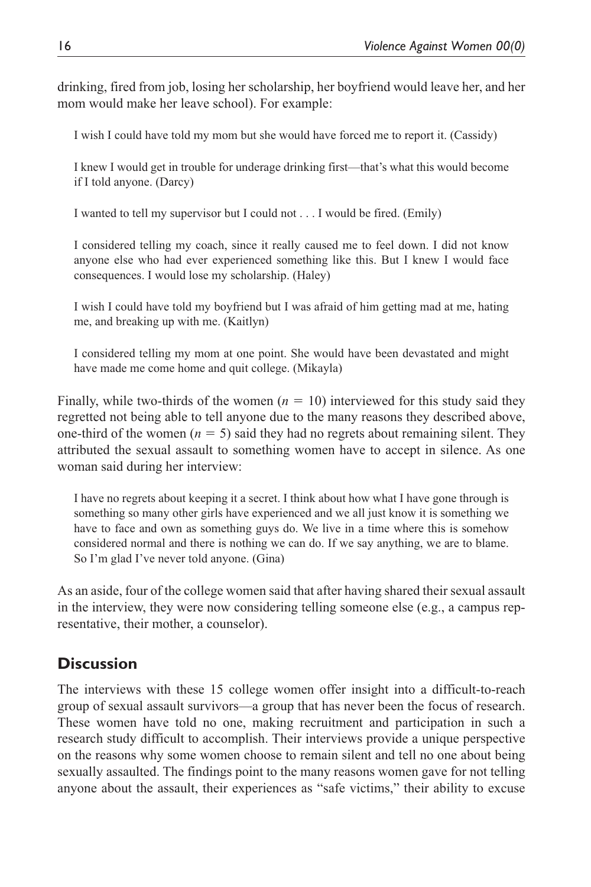drinking, fired from job, losing her scholarship, her boyfriend would leave her, and her mom would make her leave school). For example:

> I wish I could have told my mom but she would have forced me to report it. (Cassidy)

> I knew I would get in trouble for underage drinking first—that's what this would become if I told anyone. (Darcy)

> I wanted to tell my supervisor but I could not . . . I would be fired. (Emily)

> I considered telling my coach, since it really caused me to feel down. I did not know anyone else who had ever experienced something like this. But I knew I would face consequences. I would lose my scholarship. (Haley)

> I wish I could have told my boyfriend but I was afraid of him getting mad at me, hating me, and breaking up with me. (Kaitlyn)

> I considered telling my mom at one point. She would have been devastated and might have made me come home and quit college. (Mikayla)

Finally, while two-thirds of the women ($n = 10$) interviewed for this study said they regretted not being able to tell anyone due to the many reasons they described above, one-third of the women ($n = 5$) said they had no regrets about remaining silent. They attributed the sexual assault to something women have to accept in silence. As one woman said during her interview:

> I have no regrets about keeping it a secret. I think about how what I have gone through is something so many other girls have experienced and we all just know it is something we have to face and own as something guys do. We live in a time where this is somehow considered normal and there is nothing we can do. If we say anything, we are to blame. So I'm glad I've never told anyone. (Gina)

As an aside, four of the college women said that after having shared their sexual assault in the interview, they were now considering telling someone else (e.g., a campus representative, their mother, a counselor).

## Discussion

The interviews with these 15 college women offer insight into a difficult-to-reach group of sexual assault survivors—a group that has never been the focus of research. These women have told no one, making recruitment and participation in such a research study difficult to accomplish. Their interviews provide a unique perspective on the reasons why some women choose to remain silent and tell no one about being sexually assaulted. The findings point to the many reasons women gave for not telling anyone about the assault, their experiences as "safe victims," their ability to excuse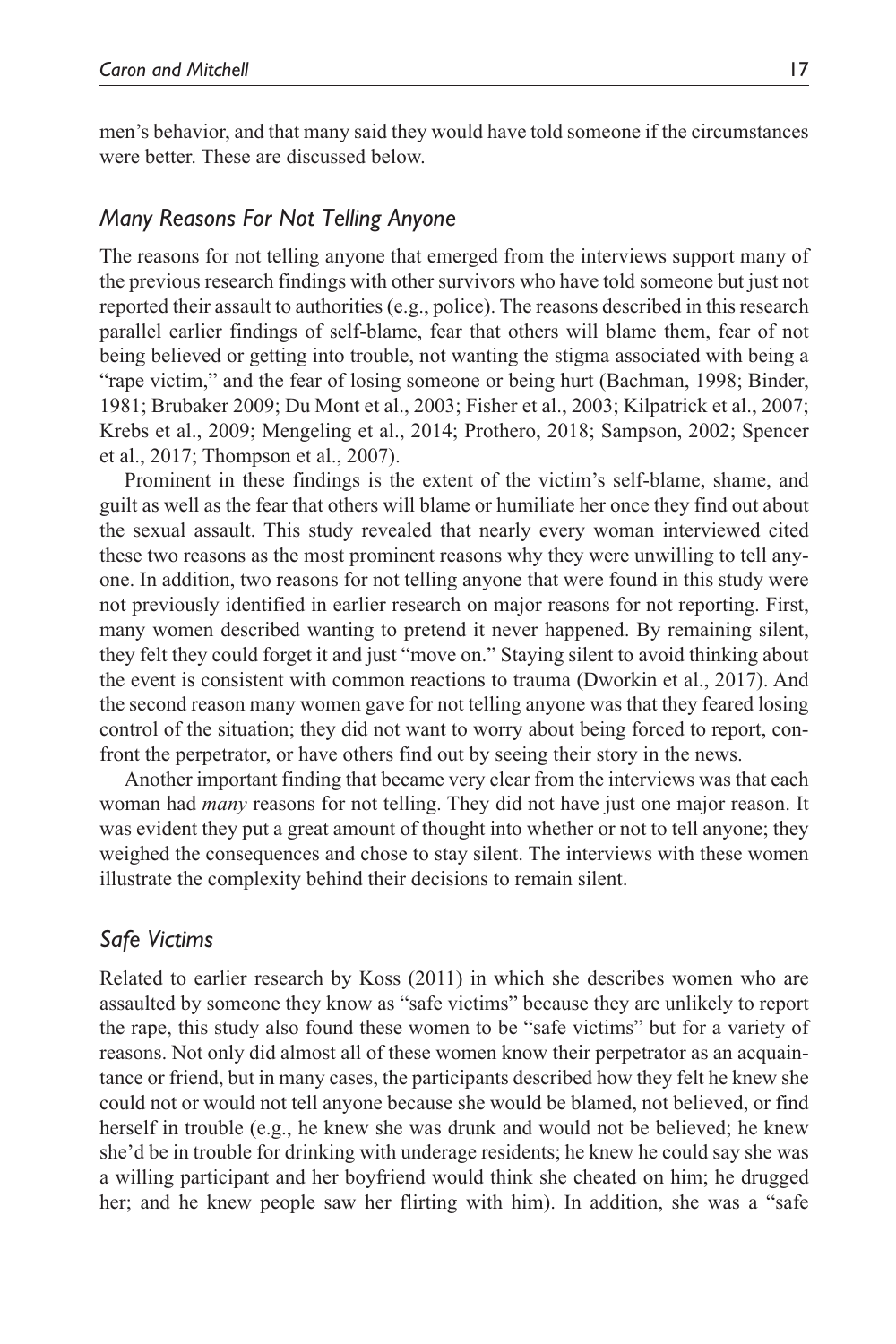men's behavior, and that many said they would have told someone if the circumstances were better. These are discussed below.

### *Many Reasons For Not Telling Anyone*

The reasons for not telling anyone that emerged from the interviews support many of the previous research findings with other survivors who have told someone but just not reported their assault to authorities (e.g., police). The reasons described in this research parallel earlier findings of self-blame, fear that others will blame them, fear of not being believed or getting into trouble, not wanting the stigma associated with being a "rape victim," and the fear of losing someone or being hurt (Bachman, 1998; Binder, 1981; Brubaker 2009; Du Mont et al., 2003; Fisher et al., 2003; Kilpatrick et al., 2007; Krebs et al., 2009; Mengeling et al., 2014; Prothero, 2018; Sampson, 2002; Spencer et al., 2017; Thompson et al., 2007).

Prominent in these findings is the extent of the victim's self-blame, shame, and guilt as well as the fear that others will blame or humiliate her once they find out about the sexual assault. This study revealed that nearly every woman interviewed cited these two reasons as the most prominent reasons why they were unwilling to tell anyone. In addition, two reasons for not telling anyone that were found in this study were not previously identified in earlier research on major reasons for not reporting. First, many women described wanting to pretend it never happened. By remaining silent, they felt they could forget it and just "move on." Staying silent to avoid thinking about the event is consistent with common reactions to trauma (Dworkin et al., 2017). And the second reason many women gave for not telling anyone was that they feared losing control of the situation; they did not want to worry about being forced to report, confront the perpetrator, or have others find out by seeing their story in the news.

Another important finding that became very clear from the interviews was that each woman had *many* reasons for not telling. They did not have just one major reason. It was evident they put a great amount of thought into whether or not to tell anyone; they weighed the consequences and chose to stay silent. The interviews with these women illustrate the complexity behind their decisions to remain silent.

### *Safe Victims*

Related to earlier research by Koss (2011) in which she describes women who are assaulted by someone they know as "safe victims" because they are unlikely to report the rape, this study also found these women to be "safe victims" but for a variety of reasons. Not only did almost all of these women know their perpetrator as an acquaintance or friend, but in many cases, the participants described how they felt he knew she could not or would not tell anyone because she would be blamed, not believed, or find herself in trouble (e.g., he knew she was drunk and would not be believed; he knew she'd be in trouble for drinking with underage residents; he knew he could say she was a willing participant and her boyfriend would think she cheated on him; he drugged her; and he knew people saw her flirting with him). In addition, she was a "safe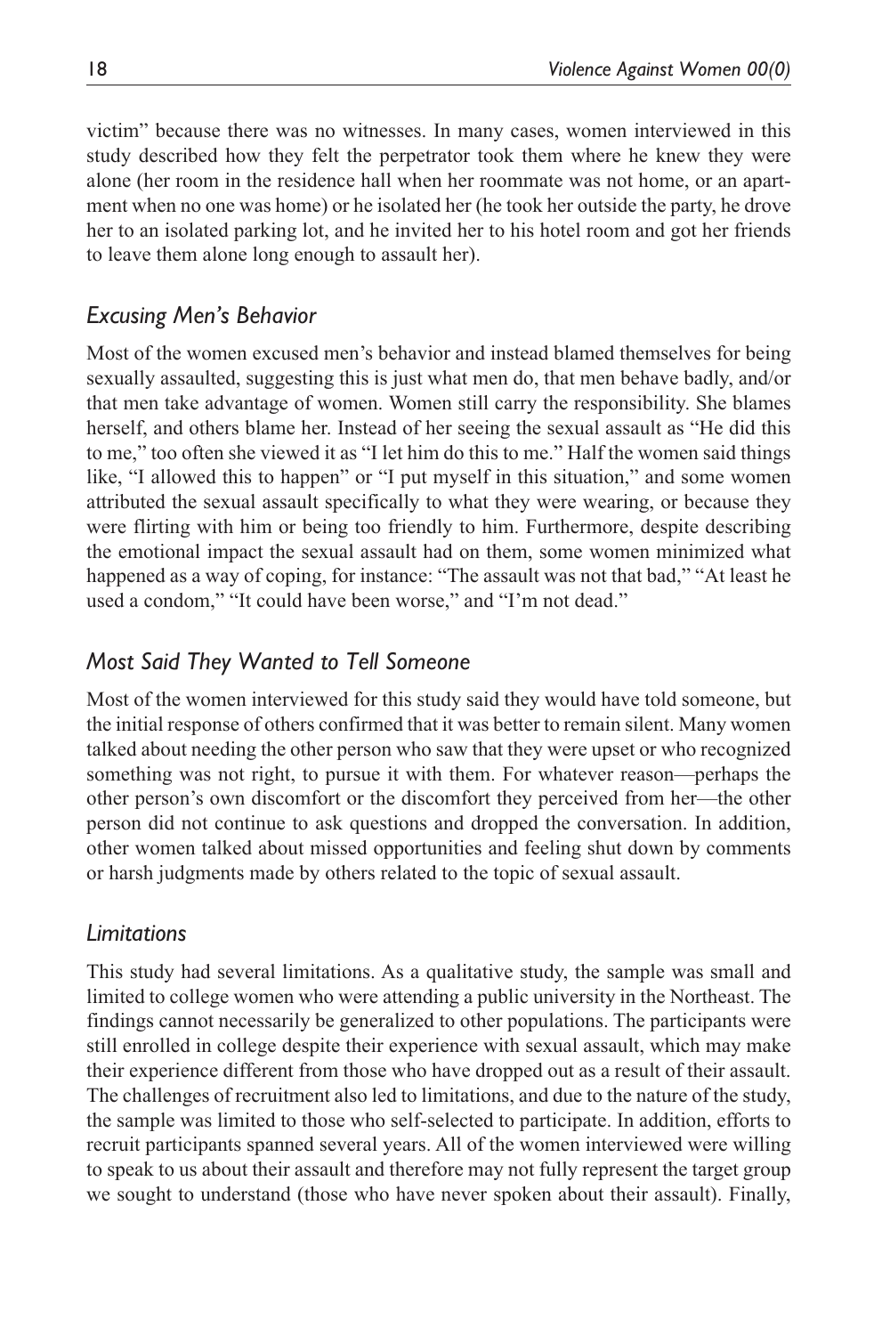victim" because there was no witnesses. In many cases, women interviewed in this study described how they felt the perpetrator took them where he knew they were alone (her room in the residence hall when her roommate was not home, or an apartment when no one was home) or he isolated her (he took her outside the party, he drove her to an isolated parking lot, and he invited her to his hotel room and got her friends to leave them alone long enough to assault her).

### *Excusing Men's Behavior*

Most of the women excused men's behavior and instead blamed themselves for being sexually assaulted, suggesting this is just what men do, that men behave badly, and/or that men take advantage of women. Women still carry the responsibility. She blames herself, and others blame her. Instead of her seeing the sexual assault as "He did this to me," too often she viewed it as "I let him do this to me." Half the women said things like, "I allowed this to happen" or "I put myself in this situation," and some women attributed the sexual assault specifically to what they were wearing, or because they were flirting with him or being too friendly to him. Furthermore, despite describing the emotional impact the sexual assault had on them, some women minimized what happened as a way of coping, for instance: "The assault was not that bad," "At least he used a condom," "It could have been worse," and "I'm not dead."

### *Most Said They Wanted to Tell Someone*

Most of the women interviewed for this study said they would have told someone, but the initial response of others confirmed that it was better to remain silent. Many women talked about needing the other person who saw that they were upset or who recognized something was not right, to pursue it with them. For whatever reason—perhaps the other person's own discomfort or the discomfort they perceived from her—the other person did not continue to ask questions and dropped the conversation. In addition, other women talked about missed opportunities and feeling shut down by comments or harsh judgments made by others related to the topic of sexual assault.

### *Limitations*

This study had several limitations. As a qualitative study, the sample was small and limited to college women who were attending a public university in the Northeast. The findings cannot necessarily be generalized to other populations. The participants were still enrolled in college despite their experience with sexual assault, which may make their experience different from those who have dropped out as a result of their assault. The challenges of recruitment also led to limitations, and due to the nature of the study, the sample was limited to those who self-selected to participate. In addition, efforts to recruit participants spanned several years. All of the women interviewed were willing to speak to us about their assault and therefore may not fully represent the target group we sought to understand (those who have never spoken about their assault). Finally,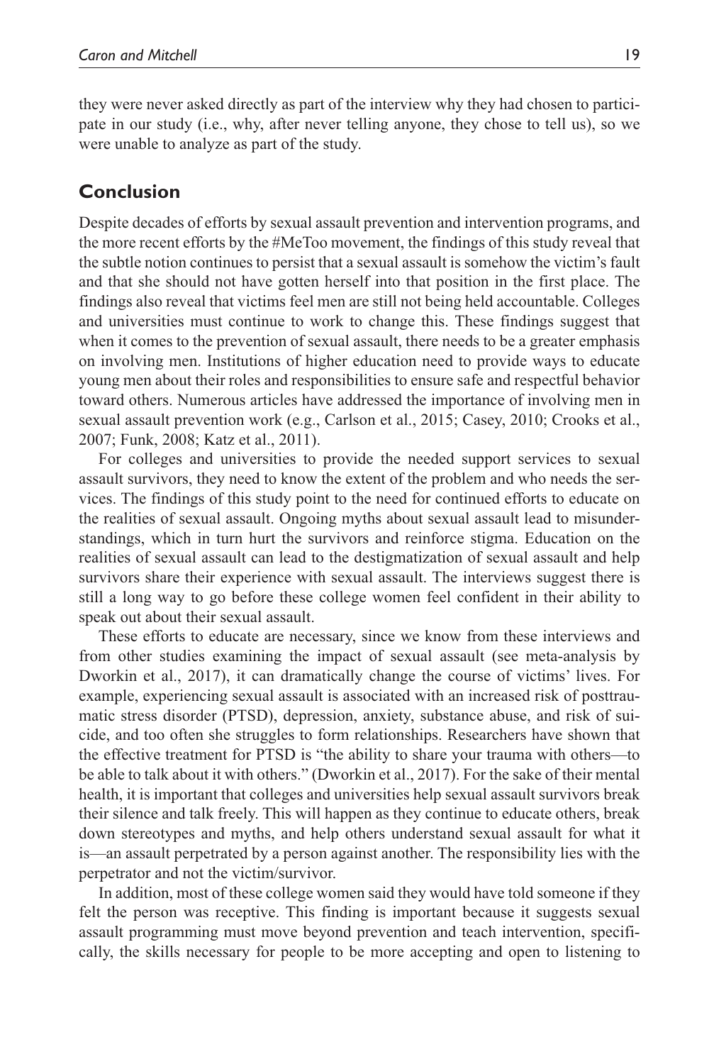they were never asked directly as part of the interview why they had chosen to participate in our study (i.e., why, after never telling anyone, they chose to tell us), so we were unable to analyze as part of the study.

## Conclusion

Despite decades of efforts by sexual assault prevention and intervention programs, and the more recent efforts by the #MeToo movement, the findings of this study reveal that the subtle notion continues to persist that a sexual assault is somehow the victim's fault and that she should not have gotten herself into that position in the first place. The findings also reveal that victims feel men are still not being held accountable. Colleges and universities must continue to work to change this. These findings suggest that when it comes to the prevention of sexual assault, there needs to be a greater emphasis on involving men. Institutions of higher education need to provide ways to educate young men about their roles and responsibilities to ensure safe and respectful behavior toward others. Numerous articles have addressed the importance of involving men in sexual assault prevention work (e.g., Carlson et al., 2015; Casey, 2010; Crooks et al., 2007; Funk, 2008; Katz et al., 2011).

For colleges and universities to provide the needed support services to sexual assault survivors, they need to know the extent of the problem and who needs the services. The findings of this study point to the need for continued efforts to educate on the realities of sexual assault. Ongoing myths about sexual assault lead to misunderstandings, which in turn hurt the survivors and reinforce stigma. Education on the realities of sexual assault can lead to the destigmatization of sexual assault and help survivors share their experience with sexual assault. The interviews suggest there is still a long way to go before these college women feel confident in their ability to speak out about their sexual assault.

These efforts to educate are necessary, since we know from these interviews and from other studies examining the impact of sexual assault (see meta-analysis by Dworkin et al., 2017), it can dramatically change the course of victims' lives. For example, experiencing sexual assault is associated with an increased risk of posttraumatic stress disorder (PTSD), depression, anxiety, substance abuse, and risk of suicide, and too often she struggles to form relationships. Researchers have shown that the effective treatment for PTSD is "the ability to share your trauma with others—to be able to talk about it with others." (Dworkin et al., 2017). For the sake of their mental health, it is important that colleges and universities help sexual assault survivors break their silence and talk freely. This will happen as they continue to educate others, break down stereotypes and myths, and help others understand sexual assault for what it is—an assault perpetrated by a person against another. The responsibility lies with the perpetrator and not the victim/survivor.

In addition, most of these college women said they would have told someone if they felt the person was receptive. This finding is important because it suggests sexual assault programming must move beyond prevention and teach intervention, specifically, the skills necessary for people to be more accepting and open to listening to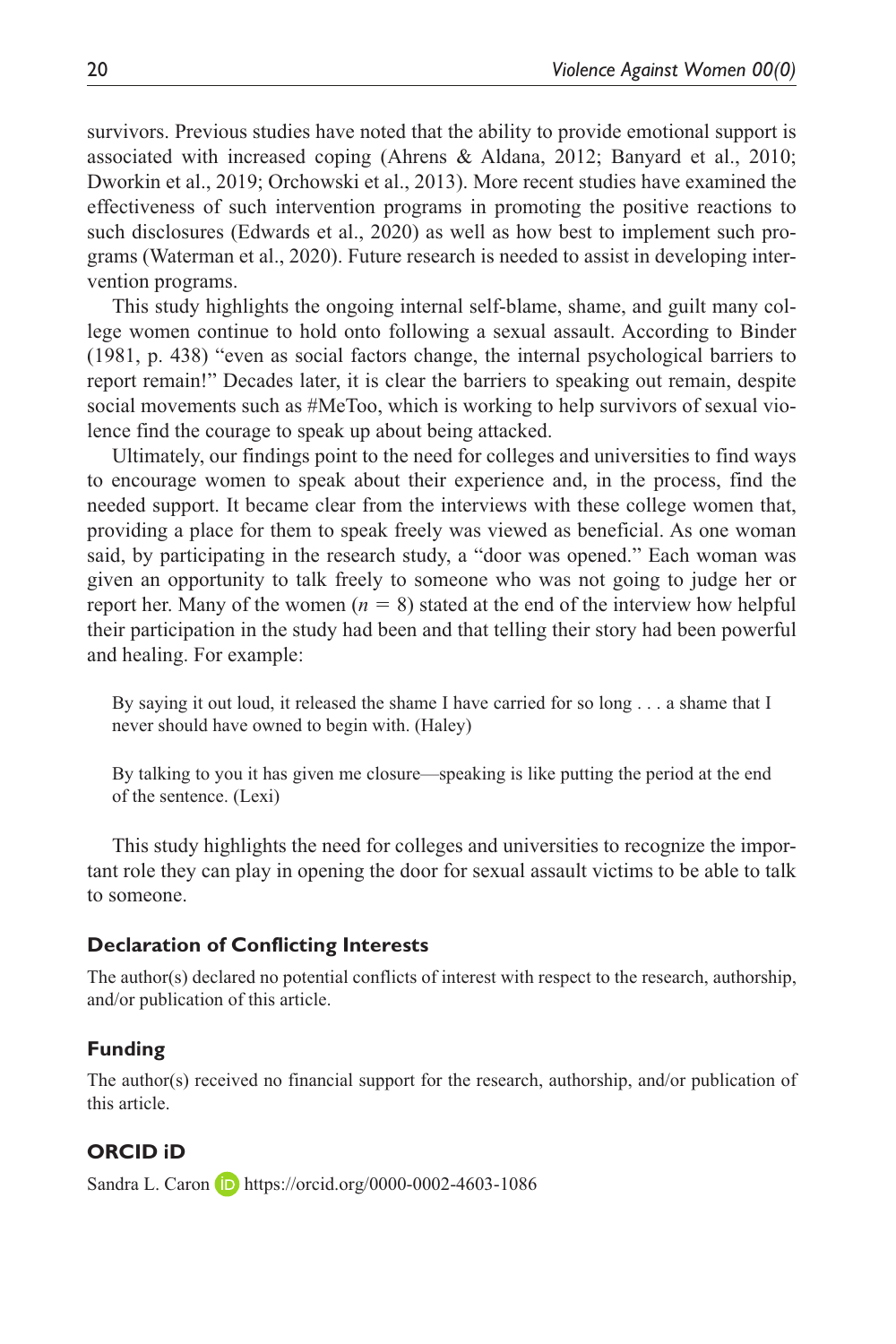survivors. Previous studies have noted that the ability to provide emotional support is associated with increased coping (Ahrens & Aldana, 2012; Banyard et al., 2010; Dworkin et al., 2019; Orchowski et al., 2013). More recent studies have examined the effectiveness of such intervention programs in promoting the positive reactions to such disclosures (Edwards et al., 2020) as well as how best to implement such programs (Waterman et al., 2020). Future research is needed to assist in developing intervention programs.

This study highlights the ongoing internal self-blame, shame, and guilt many college women continue to hold onto following a sexual assault. According to Binder (1981, p. 438) "even as social factors change, the internal psychological barriers to report remain!" Decades later, it is clear the barriers to speaking out remain, despite social movements such as #MeToo, which is working to help survivors of sexual violence find the courage to speak up about being attacked.

Ultimately, our findings point to the need for colleges and universities to find ways to encourage women to speak about their experience and, in the process, find the needed support. It became clear from the interviews with these college women that, providing a place for them to speak freely was viewed as beneficial. As one woman said, by participating in the research study, a "door was opened." Each woman was given an opportunity to talk freely to someone who was not going to judge her or report her. Many of the women ($n$ = 8) stated at the end of the interview how helpful their participation in the study had been and that telling their story had been powerful and healing. For example:

> By saying it out loud, it released the shame I have carried for so long . . . a shame that I never should have owned to begin with. (Haley)

> By talking to you it has given me closure—speaking is like putting the period at the end of the sentence. (Lexi)

This study highlights the need for colleges and universities to recognize the important role they can play in opening the door for sexual assault victims to be able to talk to someone.

### Declaration of Conflicting Interests

The author(s) declared no potential conflicts of interest with respect to the research, authorship, and/or publication of this article.

### Funding

The author(s) received no financial support for the research, authorship, and/or publication of this article.

### ORCID iD

Sandra L. Caron https://orcid.org/0000-0002-4603-1086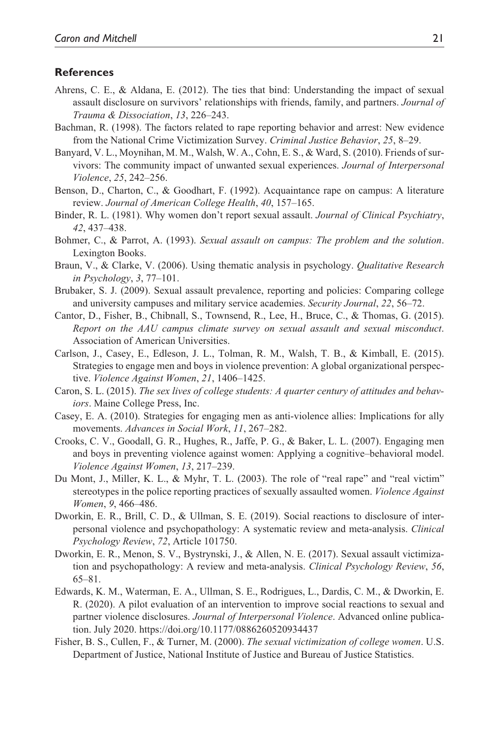## References

Ahrens, C. E., & Aldana, E. (2012). The ties that bind: Understanding the impact of sexual assault disclosure on survivors' relationships with friends, family, and partners. *Journal of Trauma & Dissociation*, *13*, 226–243.

Bachman, R. (1998). The factors related to rape reporting behavior and arrest: New evidence from the National Crime Victimization Survey. *Criminal Justice Behavior*, *25*, 8–29.

Banyard, V. L., Moynihan, M. M., Walsh, W. A., Cohn, E. S., & Ward, S. (2010). Friends of survivors: The community impact of unwanted sexual experiences. *Journal of Interpersonal Violence*, *25*, 242–256.

Benson, D., Charton, C., & Goodhart, F. (1992). Acquaintance rape on campus: A literature review. *Journal of American College Health*, *40*, 157–165.

Binder, R. L. (1981). Why women don't report sexual assault. *Journal of Clinical Psychiatry*, *42*, 437–438.

Bohmer, C., & Parrot, A. (1993). *Sexual assault on campus: The problem and the solution*. Lexington Books.

Braun, V., & Clarke, V. (2006). Using thematic analysis in psychology. *Qualitative Research in Psychology*, *3*, 77–101.

Brubaker, S. J. (2009). Sexual assault prevalence, reporting and policies: Comparing college and university campuses and military service academies. *Security Journal*, *22*, 56–72.

Cantor, D., Fisher, B., Chibnall, S., Townsend, R., Lee, H., Bruce, C., & Thomas, G. (2015). *Report on the AAU campus climate survey on sexual assault and sexual misconduct*. Association of American Universities.

Carlson, J., Casey, E., Edleson, J. L., Tolman, R. M., Walsh, T. B., & Kimball, E. (2015). Strategies to engage men and boys in violence prevention: A global organizational perspective. *Violence Against Women*, *21*, 1406–1425.

Caron, S. L. (2015). *The sex lives of college students: A quarter century of attitudes and behaviors*. Maine College Press, Inc.

Casey, E. A. (2010). Strategies for engaging men as anti-violence allies: Implications for ally movements. *Advances in Social Work*, *11*, 267–282.

Crooks, C. V., Goodall, G. R., Hughes, R., Jaffe, P. G., & Baker, L. L. (2007). Engaging men and boys in preventing violence against women: Applying a cognitive–behavioral model. *Violence Against Women*, *13*, 217–239.

Du Mont, J., Miller, K. L., & Myhr, T. L. (2003). The role of "real rape" and "real victim" stereotypes in the police reporting practices of sexually assaulted women. *Violence Against Women*, *9*, 466–486.

Dworkin, E. R., Brill, C. D., & Ullman, S. E. (2019). Social reactions to disclosure of interpersonal violence and psychopathology: A systematic review and meta-analysis. *Clinical Psychology Review*, *72*, Article 101750.

Dworkin, E. R., Menon, S. V., Bystrynski, J., & Allen, N. E. (2017). Sexual assault victimization and psychopathology: A review and meta-analysis. *Clinical Psychology Review*, *56*, 65–81.

Edwards, K. M., Waterman, E. A., Ullman, S. E., Rodrigues, L., Dardis, C. M., & Dworkin, E. R. (2020). A pilot evaluation of an intervention to improve social reactions to sexual and partner violence disclosures. *Journal of Interpersonal Violence*. Advanced online publication. July 2020. https://doi.org/10.1177/0886260520934437

Fisher, B. S., Cullen, F., & Turner, M. (2000). *The sexual victimization of college women*. U.S. Department of Justice, National Institute of Justice and Bureau of Justice Statistics.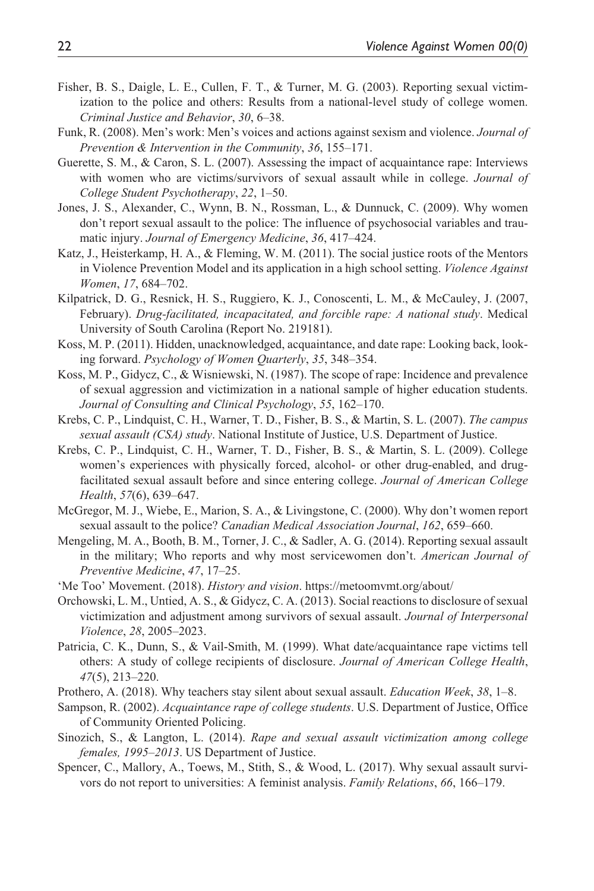Fisher, B. S., Daigle, L. E., Cullen, F. T., & Turner, M. G. (2003). Reporting sexual victimization to the police and others: Results from a national-level study of college women. *Criminal Justice and Behavior*, *30*, 6–38.

Funk, R. (2008). Men's work: Men's voices and actions against sexism and violence. *Journal of Prevention & Intervention in the Community*, *36*, 155–171.

Guerette, S. M., & Caron, S. L. (2007). Assessing the impact of acquaintance rape: Interviews with women who are victims/survivors of sexual assault while in college. *Journal of College Student Psychotherapy*, *22*, 1–50.

Jones, J. S., Alexander, C., Wynn, B. N., Rossman, L., & Dunnuck, C. (2009). Why women don't report sexual assault to the police: The influence of psychosocial variables and traumatic injury. *Journal of Emergency Medicine*, *36*, 417–424.

Katz, J., Heisterkamp, H. A., & Fleming, W. M. (2011). The social justice roots of the Mentors in Violence Prevention Model and its application in a high school setting. *Violence Against Women*, *17*, 684–702.

Kilpatrick, D. G., Resnick, H. S., Ruggiero, K. J., Conoscenti, L. M., & McCauley, J. (2007, February). *Drug-facilitated, incapacitated, and forcible rape: A national study*. Medical University of South Carolina (Report No. 219181).

Koss, M. P. (2011). Hidden, unacknowledged, acquaintance, and date rape: Looking back, looking forward. *Psychology of Women Quarterly*, *35*, 348–354.

Koss, M. P., Gidycz, C., & Wisniewski, N. (1987). The scope of rape: Incidence and prevalence of sexual aggression and victimization in a national sample of higher education students. *Journal of Consulting and Clinical Psychology*, *55*, 162–170.

Krebs, C. P., Lindquist, C. H., Warner, T. D., Fisher, B. S., & Martin, S. L. (2007). *The campus sexual assault (CSA) study*. National Institute of Justice, U.S. Department of Justice.

Krebs, C. P., Lindquist, C. H., Warner, T. D., Fisher, B. S., & Martin, S. L. (2009). College women's experiences with physically forced, alcohol- or other drug-enabled, and drug-facilitated sexual assault before and since entering college. *Journal of American College Health*, *57*(6), 639–647.

McGregor, M. J., Wiebe, E., Marion, S. A., & Livingstone, C. (2000). Why don't women report sexual assault to the police? *Canadian Medical Association Journal*, *162*, 659–660.

Mengeling, M. A., Booth, B. M., Torner, J. C., & Sadler, A. G. (2014). Reporting sexual assault in the military; Who reports and why most servicewomen don't. *American Journal of Preventive Medicine*, *47*, 17–25.

'Me Too' Movement. (2018). *History and vision*. https://metoomvmt.org/about/

Orchowski, L. M., Untied, A. S., & Gidycz, C. A. (2013). Social reactions to disclosure of sexual victimization and adjustment among survivors of sexual assault. *Journal of Interpersonal Violence*, *28*, 2005–2023.

Patricia, C. K., Dunn, S., & Vail-Smith, M. (1999). What date/acquaintance rape victims tell others: A study of college recipients of disclosure. *Journal of American College Health*, *47*(5), 213–220.

Prothero, A. (2018). Why teachers stay silent about sexual assault. *Education Week*, *38*, 1–8.

Sampson, R. (2002). *Acquaintance rape of college students*. U.S. Department of Justice, Office of Community Oriented Policing.

Sinozich, S., & Langton, L. (2014). *Rape and sexual assault victimization among college females, 1995–2013*. US Department of Justice.

Spencer, C., Mallory, A., Toews, M., Stith, S., & Wood, L. (2017). Why sexual assault survivors do not report to universities: A feminist analysis. *Family Relations*, *66*, 166–179.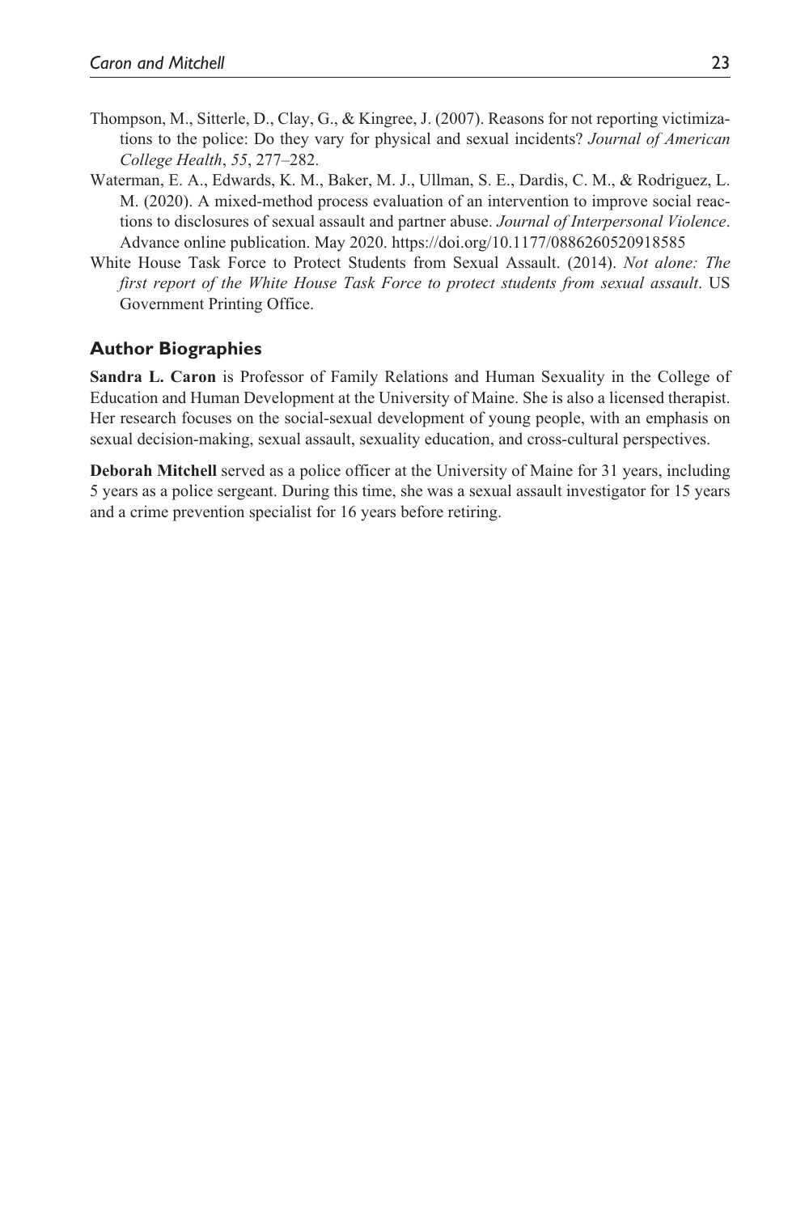Thompson, M., Sitterle, D., Clay, G., & Kingree, J. (2007). Reasons for not reporting victimizations to the police: Do they vary for physical and sexual incidents? *Journal of American College Health*, *55*, 277–282.

Waterman, E. A., Edwards, K. M., Baker, M. J., Ullman, S. E., Dardis, C. M., & Rodriguez, L. M. (2020). A mixed-method process evaluation of an intervention to improve social reactions to disclosures of sexual assault and partner abuse. *Journal of Interpersonal Violence*. Advance online publication. May 2020. https://doi.org/10.1177/0886260520918585

White House Task Force to Protect Students from Sexual Assault. (2014). *Not alone: The first report of the White House Task Force to protect students from sexual assault*. US Government Printing Office.

## Author Biographies

**Sandra L. Caron** is Professor of Family Relations and Human Sexuality in the College of Education and Human Development at the University of Maine. She is also a licensed therapist. Her research focuses on the social-sexual development of young people, with an emphasis on sexual decision-making, sexual assault, sexuality education, and cross-cultural perspectives.

**Deborah Mitchell** served as a police officer at the University of Maine for 31 years, including 5 years as a police sergeant. During this time, she was a sexual assault investigator for 15 years and a crime prevention specialist for 16 years before retiring.